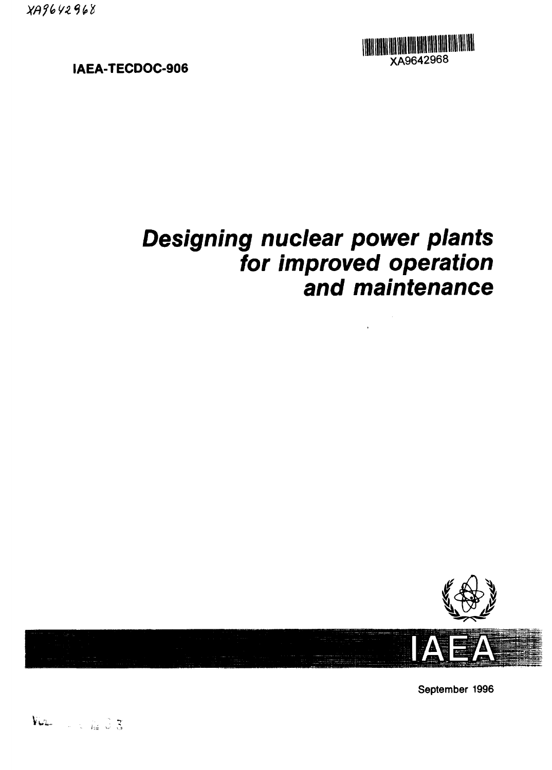XA9642968

**IAEA-TECDOC-906**

XA9642968

# *Designing nuclear power plants for improved operation and maintenance*

IAEA

September 1996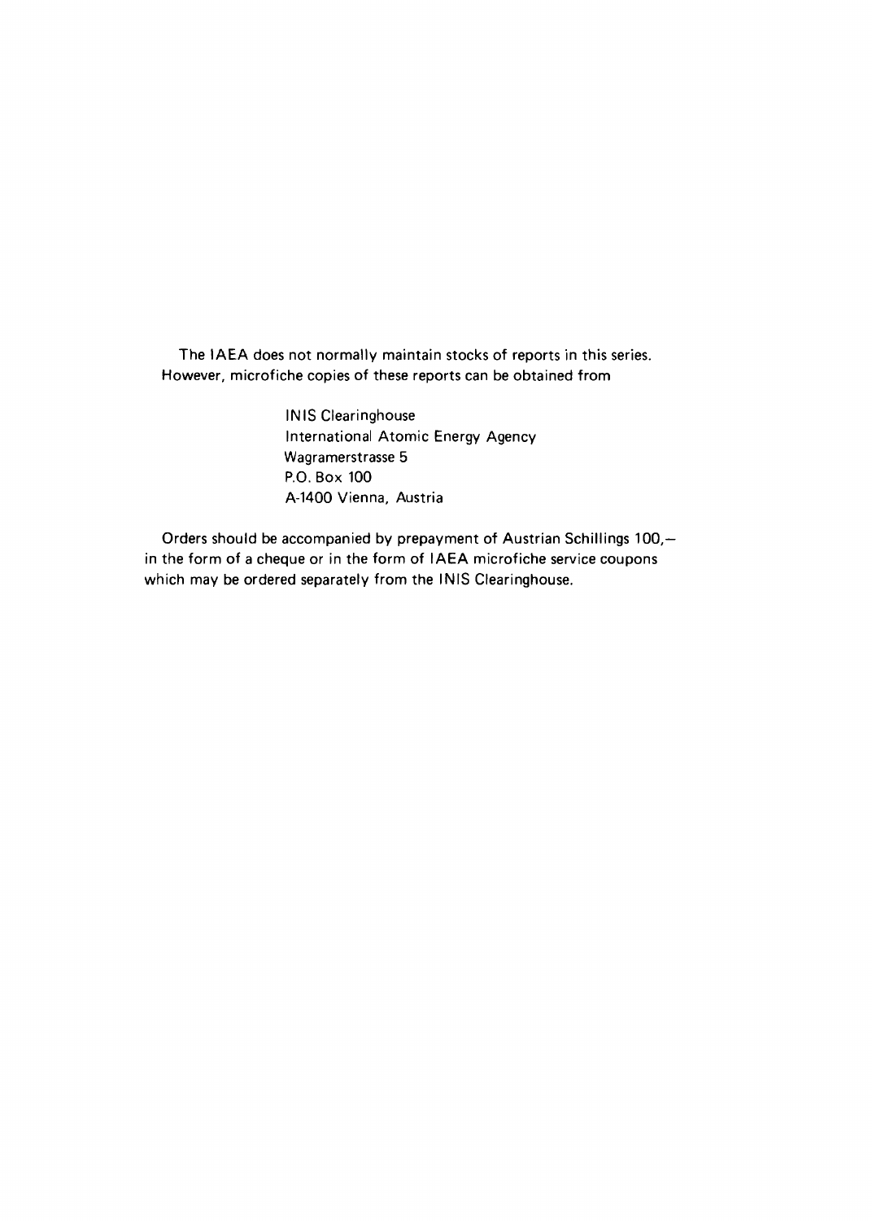The IAEA does not normally maintain stocks of reports in this series. However, microfiche copies of these reports can be obtained from

INIS Clearinghouse
International Atomic Energy Agency
Wagramerstrasse 5
P.O. Box 100
A-1400 Vienna, Austria

Orders should be accompanied by prepayment of Austrian Schillings 100,— in the form of a cheque or in the form of IAEA microfiche service coupons which may be ordered separately from the INIS Clearinghouse.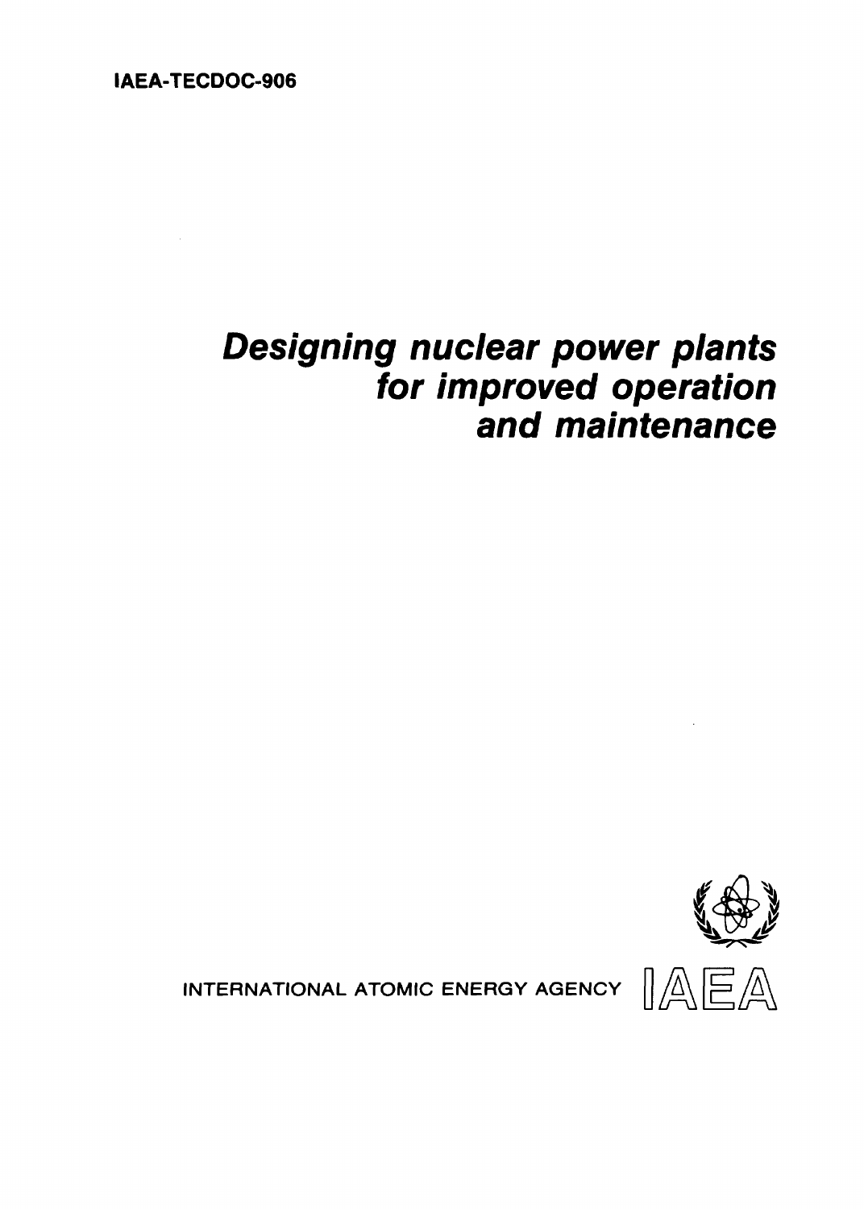IAEA-TECDOC-906

# *Designing nuclear power plants for improved operation and maintenance*

INTERNATIONAL ATOMIC ENERGY AGENCY IAEA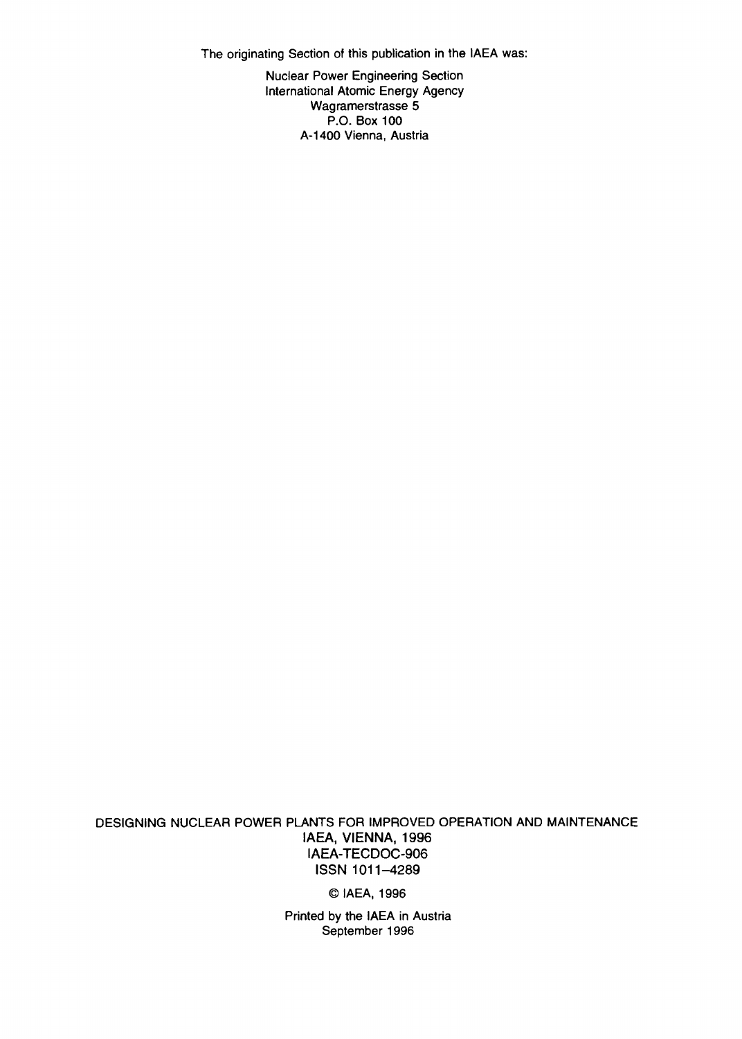The originating Section of this publication in the IAEA was:

Nuclear Power Engineering Section
International Atomic Energy Agency
Wagramerstrasse 5
P.O. Box 100
A-1400 Vienna, Austria

DESIGNING NUCLEAR POWER PLANTS FOR IMPROVED OPERATION AND MAINTENANCE
IAEA, VIENNA, 1996
IAEA-TECDOC-906
ISSN 1011-4289

© IAEA, 1996

Printed by the IAEA in Austria
September 1996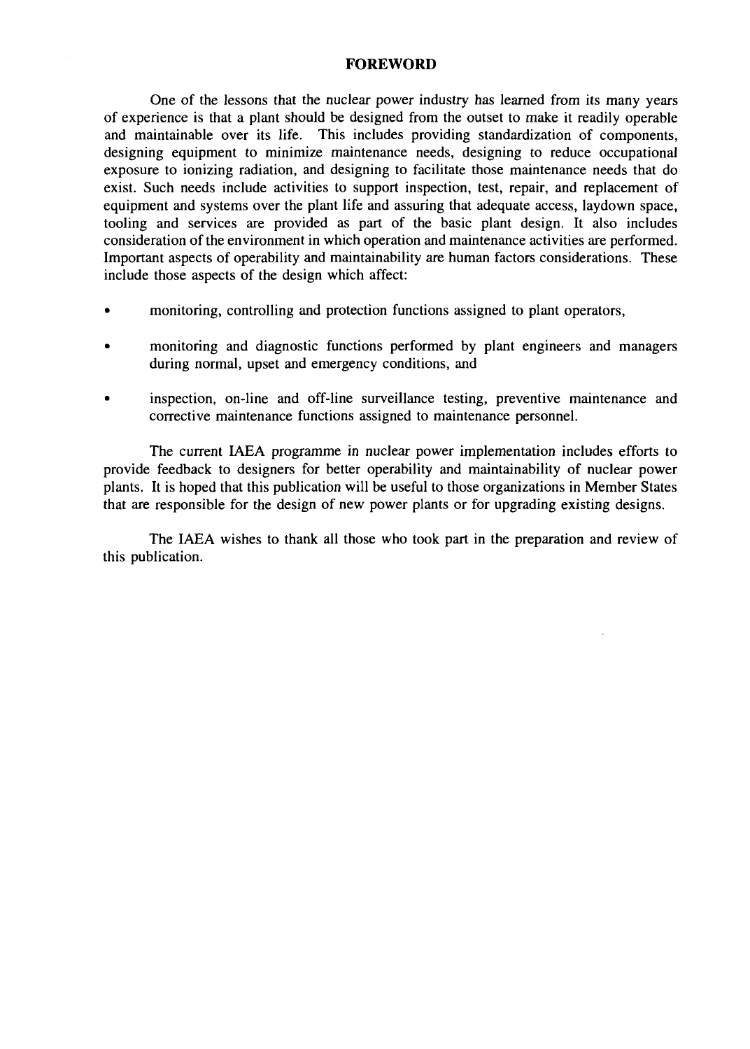# FOREWORD

One of the lessons that the nuclear power industry has learned from its many years of experience is that a plant should be designed from the outset to make it readily operable and maintainable over its life. This includes providing standardization of components, designing equipment to minimize maintenance needs, designing to reduce occupational exposure to ionizing radiation, and designing to facilitate those maintenance needs that do exist. Such needs include activities to support inspection, test, repair, and replacement of equipment and systems over the plant life and assuring that adequate access, laydown space, tooling and services are provided as part of the basic plant design. It also includes consideration of the environment in which operation and maintenance activities are performed. Important aspects of operability and maintainability are human factors considerations. These include those aspects of the design which affect:

- monitoring, controlling and protection functions assigned to plant operators,
- monitoring and diagnostic functions performed by plant engineers and managers during normal, upset and emergency conditions, and
- inspection, on-line and off-line surveillance testing, preventive maintenance and corrective maintenance functions assigned to maintenance personnel.

The current IAEA programme in nuclear power implementation includes efforts to provide feedback to designers for better operability and maintainability of nuclear power plants. It is hoped that this publication will be useful to those organizations in Member States that are responsible for the design of new power plants or for upgrading existing designs.

The IAEA wishes to thank all those who took part in the preparation and review of this publication.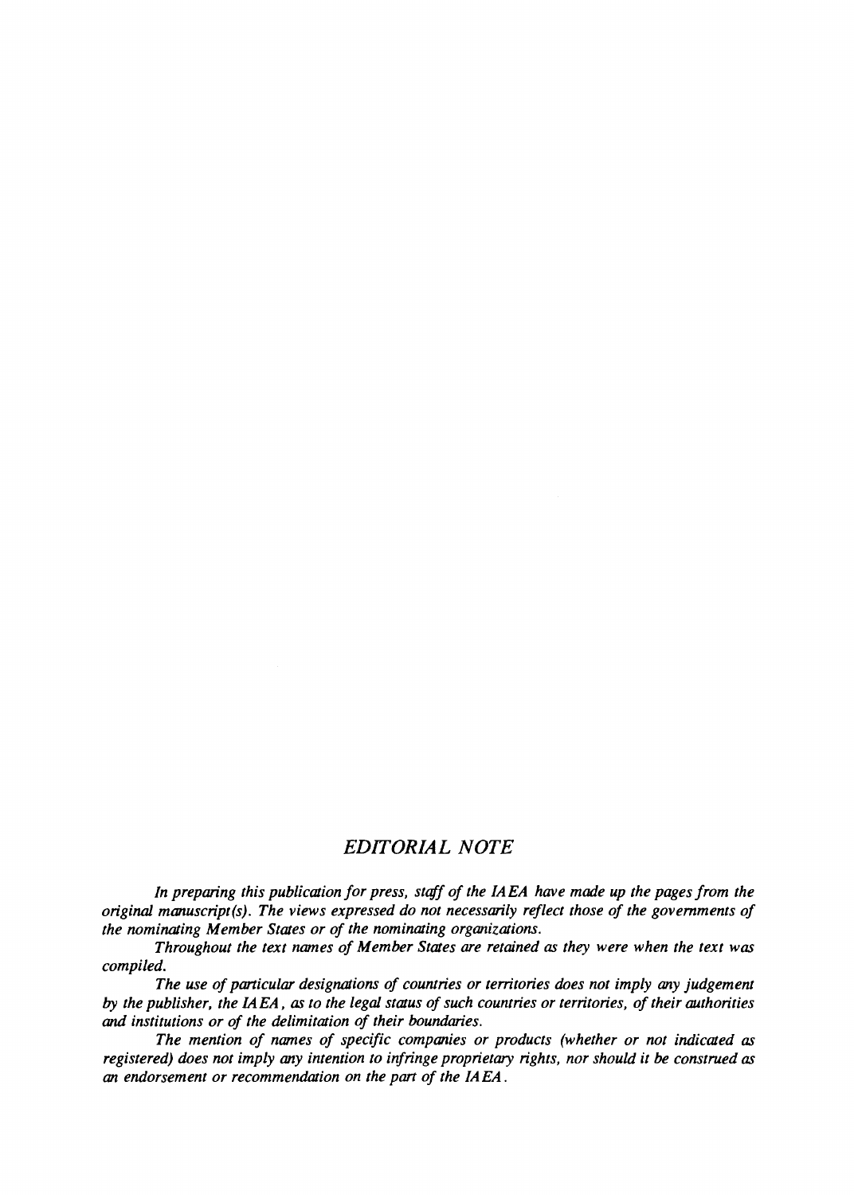## *EDITORIAL NOTE*

*In preparing this publication for press, staff of the IAEA have made up the pages from the original manuscript(s). The views expressed do not necessarily reflect those of the governments of the nominating Member States or of the nominating organizations.*

*Throughout the text names of Member States are retained as they were when the text was compiled.*

*The use of particular designations of countries or territories does not imply any judgement by the publisher, the IAEA, as to the legal status of such countries or territories, of their authorities and institutions or of the delimitation of their boundaries.*

*The mention of names of specific companies or products (whether or not indicated as registered) does not imply any intention to infringe proprietary rights, nor should it be construed as an endorsement or recommendation on the part of the IAEA.*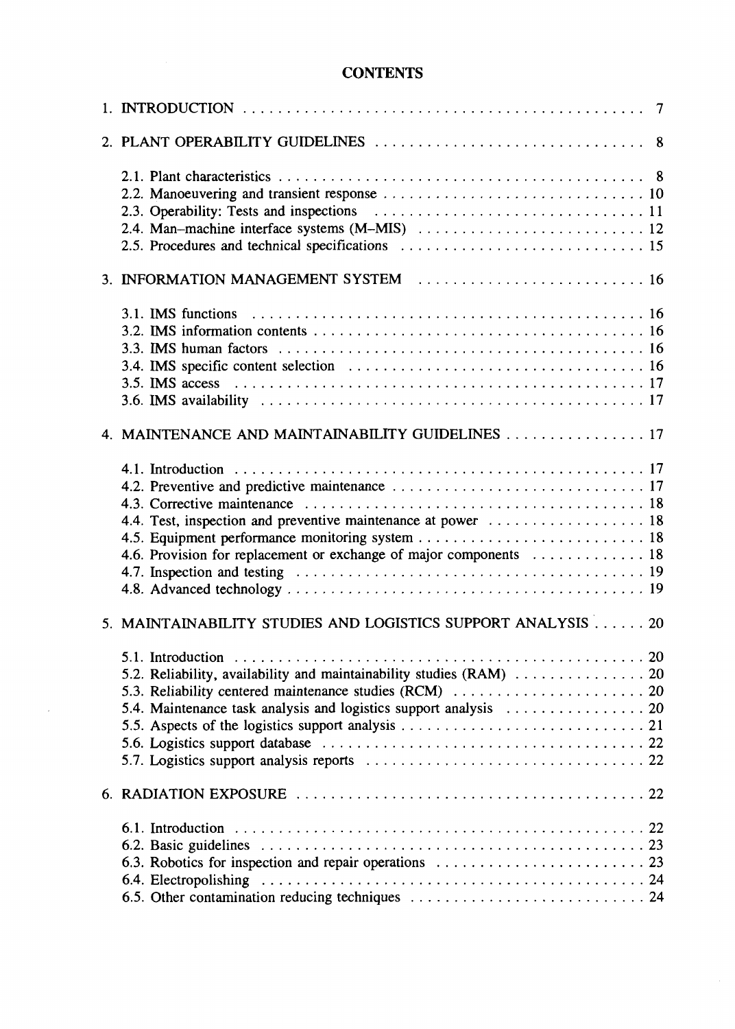# CONTENTS

1. INTRODUCTION ..... 7

2. PLANT OPERABILITY GUIDELINES ..... 8

   2.1. Plant characteristics ..... 8
   2.2. Manoeuvering and transient response ..... 10
   2.3. Operability: Tests and inspections ..... 11
   2.4. Man–machine interface systems (M–MIS) ..... 12
   2.5. Procedures and technical specifications ..... 15

3. INFORMATION MANAGEMENT SYSTEM ..... 16

   3.1. IMS functions ..... 16
   3.2. IMS information contents ..... 16
   3.3. IMS human factors ..... 16
   3.4. IMS specific content selection ..... 16
   3.5. IMS access ..... 17
   3.6. IMS availability ..... 17

4. MAINTENANCE AND MAINTAINABILITY GUIDELINES ..... 17

   4.1. Introduction ..... 17
   4.2. Preventive and predictive maintenance ..... 17
   4.3. Corrective maintenance ..... 18
   4.4. Test, inspection and preventive maintenance at power ..... 18
   4.5. Equipment performance monitoring system ..... 18
   4.6. Provision for replacement or exchange of major components ..... 18
   4.7. Inspection and testing ..... 19
   4.8. Advanced technology ..... 19

5. MAINTAINABILITY STUDIES AND LOGISTICS SUPPORT ANALYSIS ..... 20

   5.1. Introduction ..... 20
   5.2. Reliability, availability and maintainability studies (RAM) ..... 20
   5.3. Reliability centered maintenance studies (RCM) ..... 20
   5.4. Maintenance task analysis and logistics support analysis ..... 20
   5.5. Aspects of the logistics support analysis ..... 21
   5.6. Logistics support database ..... 22
   5.7. Logistics support analysis reports ..... 22

6. RADIATION EXPOSURE ..... 22

   6.1. Introduction ..... 22
   6.2. Basic guidelines ..... 23
   6.3. Robotics for inspection and repair operations ..... 23
   6.4. Electropolishing ..... 24
   6.5. Other contamination reducing techniques ..... 24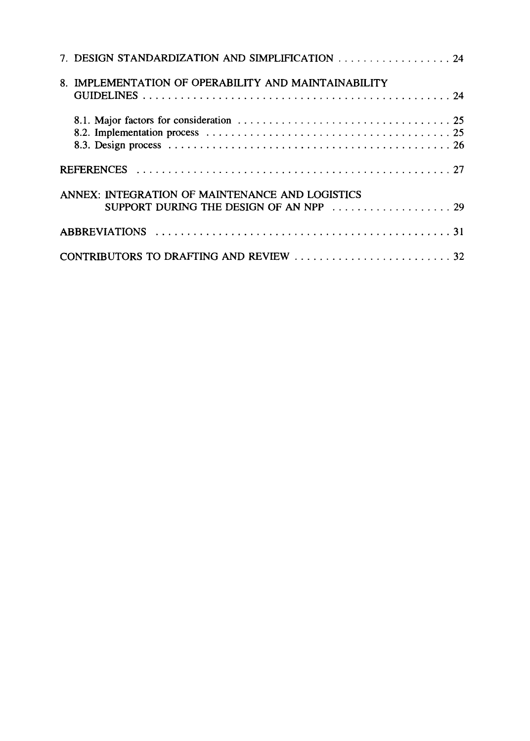7. DESIGN STANDARDIZATION AND SIMPLIFICATION .................. 24

8. IMPLEMENTATION OF OPERABILITY AND MAINTAINABILITY GUIDELINES .................................................. 24

   8.1. Major factors for consideration .................................. 25
   8.2. Implementation process ........................................ 25
   8.3. Design process ............................................... 26

REFERENCES .................................................. 27

ANNEX: INTEGRATION OF MAINTENANCE AND LOGISTICS SUPPORT DURING THE DESIGN OF AN NPP .................... 29

ABBREVIATIONS ................................................ 31

CONTRIBUTORS TO DRAFTING AND REVIEW ......................... 32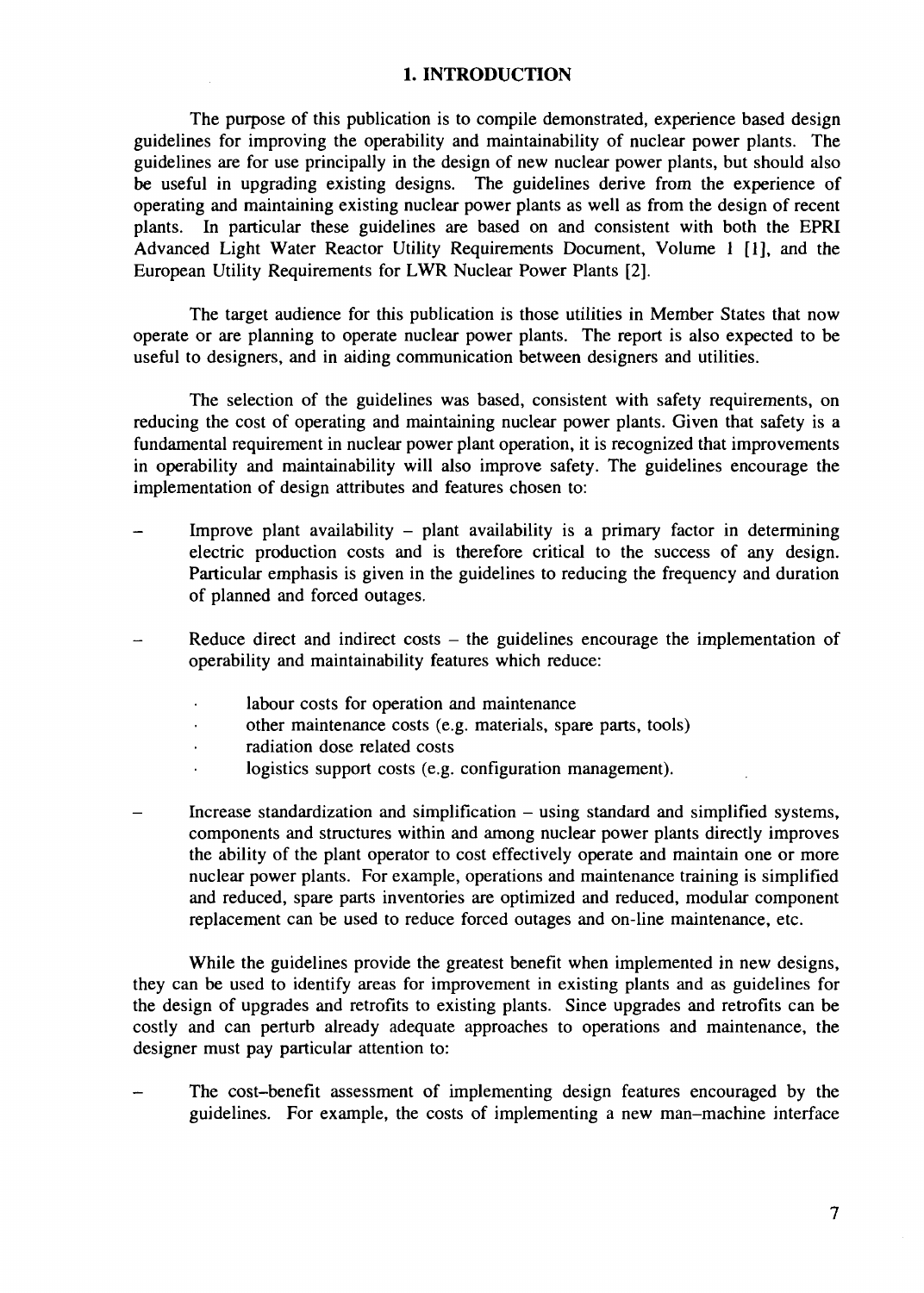# 1. INTRODUCTION

The purpose of this publication is to compile demonstrated, experience based design guidelines for improving the operability and maintainability of nuclear power plants. The guidelines are for use principally in the design of new nuclear power plants, but should also be useful in upgrading existing designs. The guidelines derive from the experience of operating and maintaining existing nuclear power plants as well as from the design of recent plants. In particular these guidelines are based on and consistent with both the EPRI Advanced Light Water Reactor Utility Requirements Document, Volume 1 [1], and the European Utility Requirements for LWR Nuclear Power Plants [2].

The target audience for this publication is those utilities in Member States that now operate or are planning to operate nuclear power plants. The report is also expected to be useful to designers, and in aiding communication between designers and utilities.

The selection of the guidelines was based, consistent with safety requirements, on reducing the cost of operating and maintaining nuclear power plants. Given that safety is a fundamental requirement in nuclear power plant operation, it is recognized that improvements in operability and maintainability will also improve safety. The guidelines encourage the implementation of design attributes and features chosen to:

- Improve plant availability – plant availability is a primary factor in determining electric production costs and is therefore critical to the success of any design. Particular emphasis is given in the guidelines to reducing the frequency and duration of planned and forced outages.

- Reduce direct and indirect costs – the guidelines encourage the implementation of operability and maintainability features which reduce:
  - labour costs for operation and maintenance
  - other maintenance costs (e.g. materials, spare parts, tools)
  - radiation dose related costs
  - logistics support costs (e.g. configuration management).

- Increase standardization and simplification – using standard and simplified systems, components and structures within and among nuclear power plants directly improves the ability of the plant operator to cost effectively operate and maintain one or more nuclear power plants. For example, operations and maintenance training is simplified and reduced, spare parts inventories are optimized and reduced, modular component replacement can be used to reduce forced outages and on-line maintenance, etc.

While the guidelines provide the greatest benefit when implemented in new designs, they can be used to identify areas for improvement in existing plants and as guidelines for the design of upgrades and retrofits to existing plants. Since upgrades and retrofits can be costly and can perturb already adequate approaches to operations and maintenance, the designer must pay particular attention to:

- The cost–benefit assessment of implementing design features encouraged by the guidelines. For example, the costs of implementing a new man–machine interface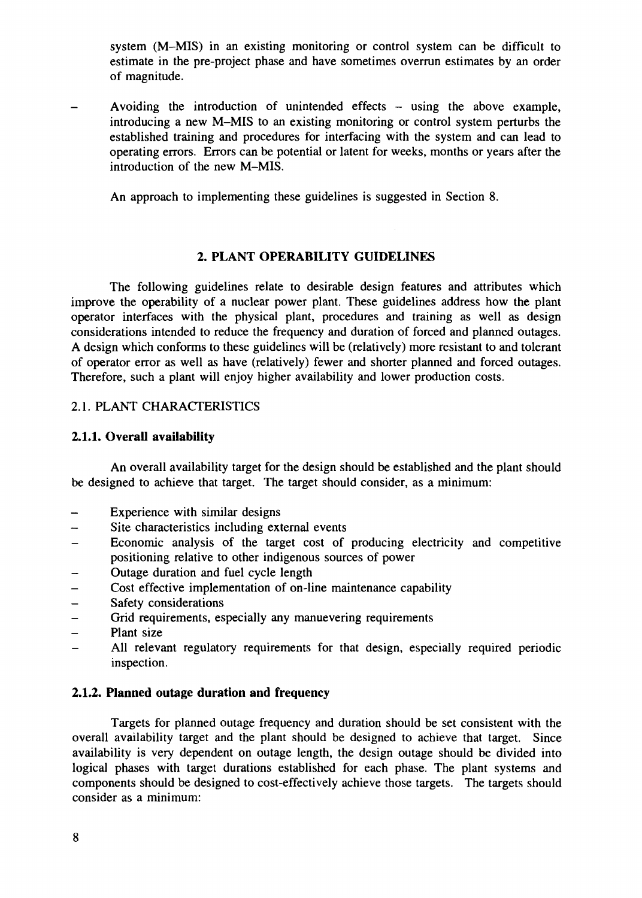system (M–MIS) in an existing monitoring or control system can be difficult to estimate in the pre-project phase and have sometimes overrun estimates by an order of magnitude.

- Avoiding the introduction of unintended effects – using the above example, introducing a new M–MIS to an existing monitoring or control system perturbs the established training and procedures for interfacing with the system and can lead to operating errors. Errors can be potential or latent for weeks, months or years after the introduction of the new M–MIS.

An approach to implementing these guidelines is suggested in Section 8.

## 2. PLANT OPERABILITY GUIDELINES

The following guidelines relate to desirable design features and attributes which improve the operability of a nuclear power plant. These guidelines address how the plant operator interfaces with the physical plant, procedures and training as well as design considerations intended to reduce the frequency and duration of forced and planned outages. A design which conforms to these guidelines will be (relatively) more resistant to and tolerant of operator error as well as have (relatively) fewer and shorter planned and forced outages. Therefore, such a plant will enjoy higher availability and lower production costs.

### 2.1. PLANT CHARACTERISTICS

#### 2.1.1. Overall availability

An overall availability target for the design should be established and the plant should be designed to achieve that target. The target should consider, as a minimum:

- Experience with similar designs
- Site characteristics including external events
- Economic analysis of the target cost of producing electricity and competitive positioning relative to other indigenous sources of power
- Outage duration and fuel cycle length
- Cost effective implementation of on-line maintenance capability
- Safety considerations
- Grid requirements, especially any manuevering requirements
- Plant size
- All relevant regulatory requirements for that design, especially required periodic inspection.

#### 2.1.2. Planned outage duration and frequency

Targets for planned outage frequency and duration should be set consistent with the overall availability target and the plant should be designed to achieve that target. Since availability is very dependent on outage length, the design outage should be divided into logical phases with target durations established for each phase. The plant systems and components should be designed to cost-effectively achieve those targets. The targets should consider as a minimum: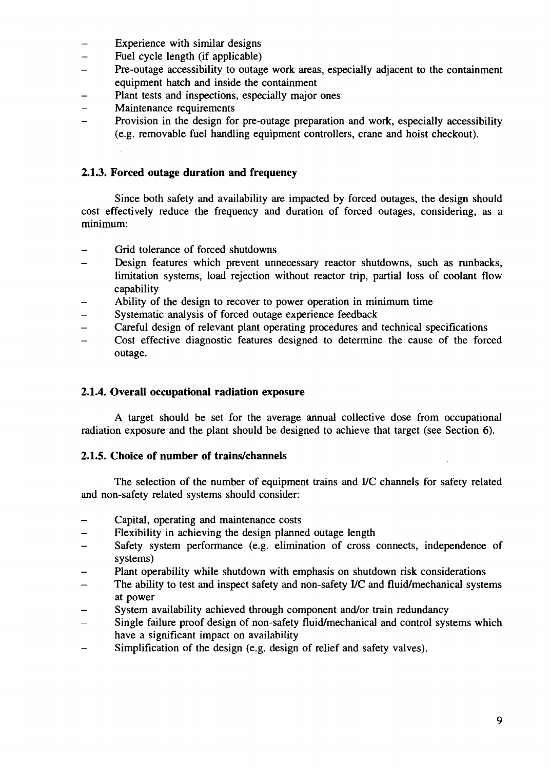- Experience with similar designs
- Fuel cycle length (if applicable)
- Pre-outage accessibility to outage work areas, especially adjacent to the containment equipment hatch and inside the containment
- Plant tests and inspections, especially major ones
- Maintenance requirements
- Provision in the design for pre-outage preparation and work, especially accessibility (e.g. removable fuel handling equipment controllers, crane and hoist checkout).

### 2.1.3. Forced outage duration and frequency

Since both safety and availability are impacted by forced outages, the design should cost effectively reduce the frequency and duration of forced outages, considering, as a minimum:

- Grid tolerance of forced shutdowns
- Design features which prevent unnecessary reactor shutdowns, such as runbacks, limitation systems, load rejection without reactor trip, partial loss of coolant flow capability
- Ability of the design to recover to power operation in minimum time
- Systematic analysis of forced outage experience feedback
- Careful design of relevant plant operating procedures and technical specifications
- Cost effective diagnostic features designed to determine the cause of the forced outage.

### 2.1.4. Overall occupational radiation exposure

A target should be set for the average annual collective dose from occupational radiation exposure and the plant should be designed to achieve that target (see Section 6).

### 2.1.5. Choice of number of trains/channels

The selection of the number of equipment trains and I/C channels for safety related and non-safety related systems should consider:

- Capital, operating and maintenance costs
- Flexibility in achieving the design planned outage length
- Safety system performance (e.g. elimination of cross connects, independence of systems)
- Plant operability while shutdown with emphasis on shutdown risk considerations
- The ability to test and inspect safety and non-safety I/C and fluid/mechanical systems at power
- System availability achieved through component and/or train redundancy
- Single failure proof design of non-safety fluid/mechanical and control systems which have a significant impact on availability
- Simplification of the design (e.g. design of relief and safety valves).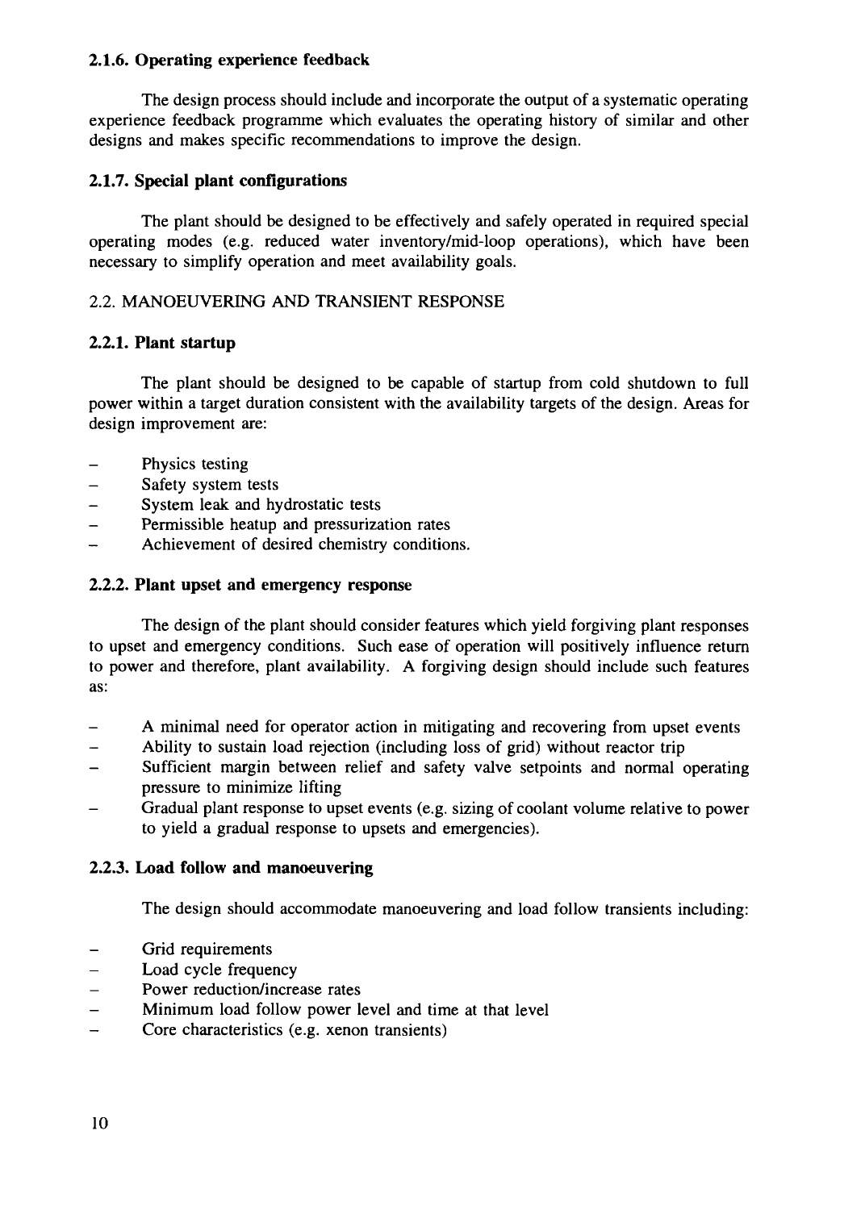#### 2.1.6. Operating experience feedback

The design process should include and incorporate the output of a systematic operating experience feedback programme which evaluates the operating history of similar and other designs and makes specific recommendations to improve the design.

#### 2.1.7. Special plant configurations

The plant should be designed to be effectively and safely operated in required special operating modes (e.g. reduced water inventory/mid-loop operations), which have been necessary to simplify operation and meet availability goals.

### 2.2. MANOEUVERING AND TRANSIENT RESPONSE

#### 2.2.1. Plant startup

The plant should be designed to be capable of startup from cold shutdown to full power within a target duration consistent with the availability targets of the design. Areas for design improvement are:

- Physics testing
- Safety system tests
- System leak and hydrostatic tests
- Permissible heatup and pressurization rates
- Achievement of desired chemistry conditions.

#### 2.2.2. Plant upset and emergency response

The design of the plant should consider features which yield forgiving plant responses to upset and emergency conditions. Such ease of operation will positively influence return to power and therefore, plant availability. A forgiving design should include such features as:

- A minimal need for operator action in mitigating and recovering from upset events
- Ability to sustain load rejection (including loss of grid) without reactor trip
- Sufficient margin between relief and safety valve setpoints and normal operating pressure to minimize lifting
- Gradual plant response to upset events (e.g. sizing of coolant volume relative to power to yield a gradual response to upsets and emergencies).

#### 2.2.3. Load follow and manoeuvering

The design should accommodate manoeuvering and load follow transients including:

- Grid requirements
- Load cycle frequency
- Power reduction/increase rates
- Minimum load follow power level and time at that level
- Core characteristics (e.g. xenon transients)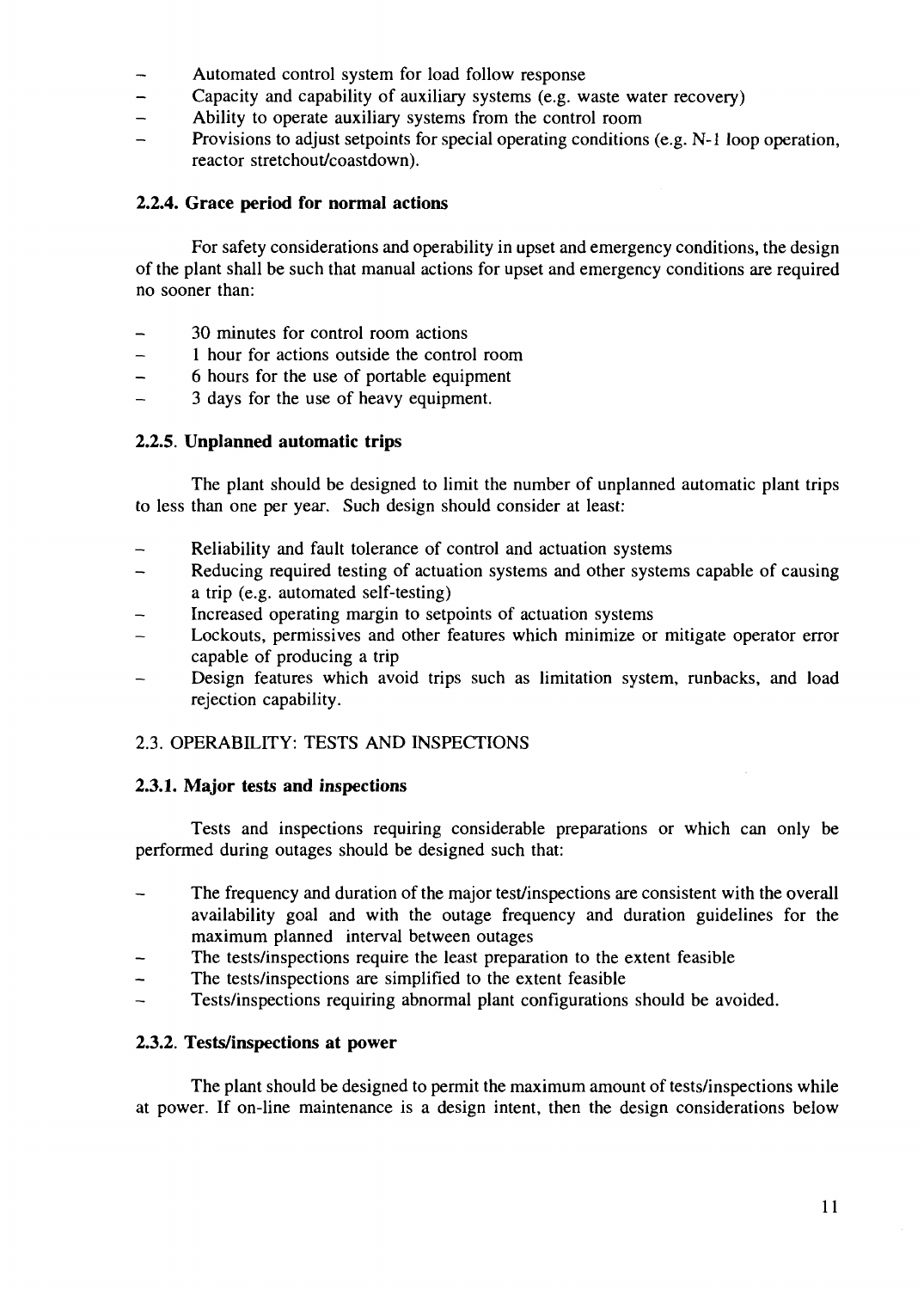- Automated control system for load follow response
- Capacity and capability of auxiliary systems (e.g. waste water recovery)
- Ability to operate auxiliary systems from the control room
- Provisions to adjust setpoints for special operating conditions (e.g. N-1 loop operation, reactor stretchout/coastdown).

### 2.2.4. Grace period for normal actions

For safety considerations and operability in upset and emergency conditions, the design of the plant shall be such that manual actions for upset and emergency conditions are required no sooner than:

- 30 minutes for control room actions
- 1 hour for actions outside the control room
- 6 hours for the use of portable equipment
- 3 days for the use of heavy equipment.

### 2.2.5. Unplanned automatic trips

The plant should be designed to limit the number of unplanned automatic plant trips to less than one per year. Such design should consider at least:

- Reliability and fault tolerance of control and actuation systems
- Reducing required testing of actuation systems and other systems capable of causing a trip (e.g. automated self-testing)
- Increased operating margin to setpoints of actuation systems
- Lockouts, permissives and other features which minimize or mitigate operator error capable of producing a trip
- Design features which avoid trips such as limitation system, runbacks, and load rejection capability.

## 2.3. OPERABILITY: TESTS AND INSPECTIONS

### 2.3.1. Major tests and inspections

Tests and inspections requiring considerable preparations or which can only be performed during outages should be designed such that:

- The frequency and duration of the major test/inspections are consistent with the overall availability goal and with the outage frequency and duration guidelines for the maximum planned interval between outages
- The tests/inspections require the least preparation to the extent feasible
- The tests/inspections are simplified to the extent feasible
- Tests/inspections requiring abnormal plant configurations should be avoided.

### 2.3.2. Tests/inspections at power

The plant should be designed to permit the maximum amount of tests/inspections while at power. If on-line maintenance is a design intent, then the design considerations below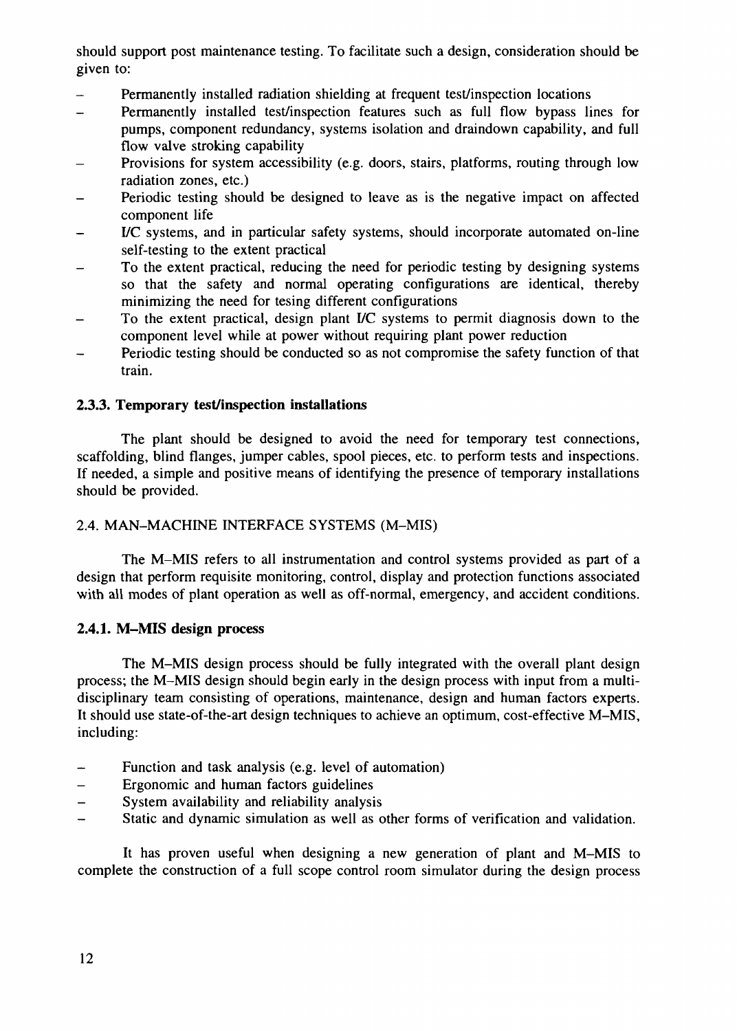should support post maintenance testing. To facilitate such a design, consideration should be given to:

- Permanently installed radiation shielding at frequent test/inspection locations
- Permanently installed test/inspection features such as full flow bypass lines for pumps, component redundancy, systems isolation and draindown capability, and full flow valve stroking capability
- Provisions for system accessibility (e.g. doors, stairs, platforms, routing through low radiation zones, etc.)
- Periodic testing should be designed to leave as is the negative impact on affected component life
- I/C systems, and in particular safety systems, should incorporate automated on-line self-testing to the extent practical
- To the extent practical, reducing the need for periodic testing by designing systems so that the safety and normal operating configurations are identical, thereby minimizing the need for tesing different configurations
- To the extent practical, design plant I/C systems to permit diagnosis down to the component level while at power without requiring plant power reduction
- Periodic testing should be conducted so as not compromise the safety function of that train.

### 2.3.3. Temporary test/inspection installations

The plant should be designed to avoid the need for temporary test connections, scaffolding, blind flanges, jumper cables, spool pieces, etc. to perform tests and inspections. If needed, a simple and positive means of identifying the presence of temporary installations should be provided.

## 2.4. MAN–MACHINE INTERFACE SYSTEMS (M–MIS)

The M–MIS refers to all instrumentation and control systems provided as part of a design that perform requisite monitoring, control, display and protection functions associated with all modes of plant operation as well as off-normal, emergency, and accident conditions.

### 2.4.1. M–MIS design process

The M–MIS design process should be fully integrated with the overall plant design process; the M–MIS design should begin early in the design process with input from a multi-disciplinary team consisting of operations, maintenance, design and human factors experts. It should use state-of-the-art design techniques to achieve an optimum, cost-effective M–MIS, including:

- Function and task analysis (e.g. level of automation)
- Ergonomic and human factors guidelines
- System availability and reliability analysis
- Static and dynamic simulation as well as other forms of verification and validation.

It has proven useful when designing a new generation of plant and M–MIS to complete the construction of a full scope control room simulator during the design process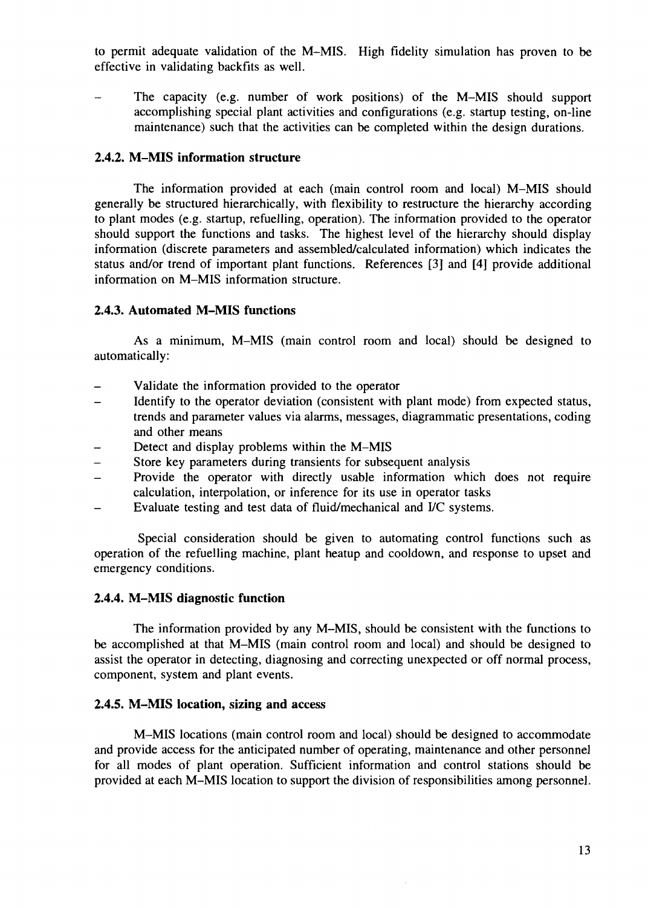to permit adequate validation of the M–MIS. High fidelity simulation has proven to be effective in validating backfits as well.

- The capacity (e.g. number of work positions) of the M–MIS should support accomplishing special plant activities and configurations (e.g. startup testing, on-line maintenance) such that the activities can be completed within the design durations.

### 2.4.2. M–MIS information structure

The information provided at each (main control room and local) M–MIS should generally be structured hierarchically, with flexibility to restructure the hierarchy according to plant modes (e.g. startup, refuelling, operation). The information provided to the operator should support the functions and tasks. The highest level of the hierarchy should display information (discrete parameters and assembled/calculated information) which indicates the status and/or trend of important plant functions. References [3] and [4] provide additional information on M–MIS information structure.

### 2.4.3. Automated M–MIS functions

As a minimum, M–MIS (main control room and local) should be designed to automatically:

- Validate the information provided to the operator
- Identify to the operator deviation (consistent with plant mode) from expected status, trends and parameter values via alarms, messages, diagrammatic presentations, coding and other means
- Detect and display problems within the M–MIS
- Store key parameters during transients for subsequent analysis
- Provide the operator with directly usable information which does not require calculation, interpolation, or inference for its use in operator tasks
- Evaluate testing and test data of fluid/mechanical and I/C systems.

Special consideration should be given to automating control functions such as operation of the refuelling machine, plant heatup and cooldown, and response to upset and emergency conditions.

### 2.4.4. M–MIS diagnostic function

The information provided by any M–MIS, should be consistent with the functions to be accomplished at that M–MIS (main control room and local) and should be designed to assist the operator in detecting, diagnosing and correcting unexpected or off normal process, component, system and plant events.

### 2.4.5. M–MIS location, sizing and access

M–MIS locations (main control room and local) should be designed to accommodate and provide access for the anticipated number of operating, maintenance and other personnel for all modes of plant operation. Sufficient information and control stations should be provided at each M–MIS location to support the division of responsibilities among personnel.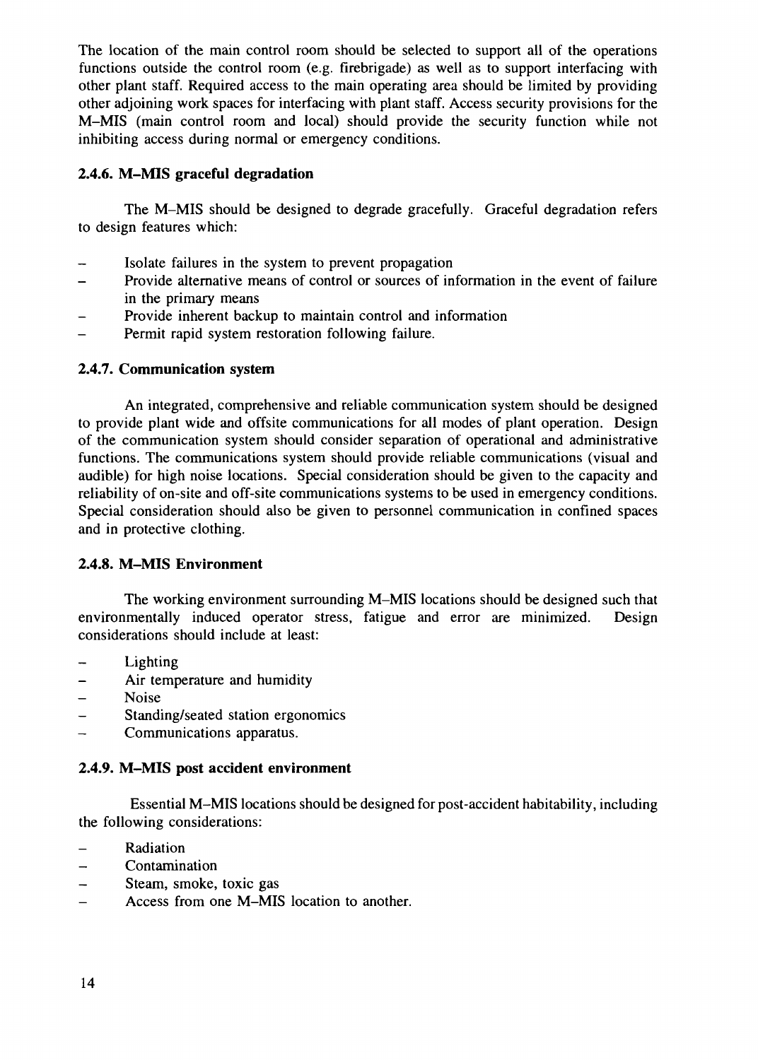The location of the main control room should be selected to support all of the operations functions outside the control room (e.g. firebrigade) as well as to support interfacing with other plant staff. Required access to the main operating area should be limited by providing other adjoining work spaces for interfacing with plant staff. Access security provisions for the M–MIS (main control room and local) should provide the security function while not inhibiting access during normal or emergency conditions.

### 2.4.6. M–MIS graceful degradation

The M–MIS should be designed to degrade gracefully. Graceful degradation refers to design features which:

- Isolate failures in the system to prevent propagation
- Provide alternative means of control or sources of information in the event of failure in the primary means
- Provide inherent backup to maintain control and information
- Permit rapid system restoration following failure.

### 2.4.7. Communication system

An integrated, comprehensive and reliable communication system should be designed to provide plant wide and offsite communications for all modes of plant operation. Design of the communication system should consider separation of operational and administrative functions. The communications system should provide reliable communications (visual and audible) for high noise locations. Special consideration should be given to the capacity and reliability of on-site and off-site communications systems to be used in emergency conditions. Special consideration should also be given to personnel communication in confined spaces and in protective clothing.

### 2.4.8. M–MIS Environment

The working environment surrounding M–MIS locations should be designed such that environmentally induced operator stress, fatigue and error are minimized. Design considerations should include at least:

- Lighting
- Air temperature and humidity
- Noise
- Standing/seated station ergonomics
- Communications apparatus.

### 2.4.9. M–MIS post accident environment

Essential M–MIS locations should be designed for post-accident habitability, including the following considerations:

- Radiation
- Contamination
- Steam, smoke, toxic gas
- Access from one M–MIS location to another.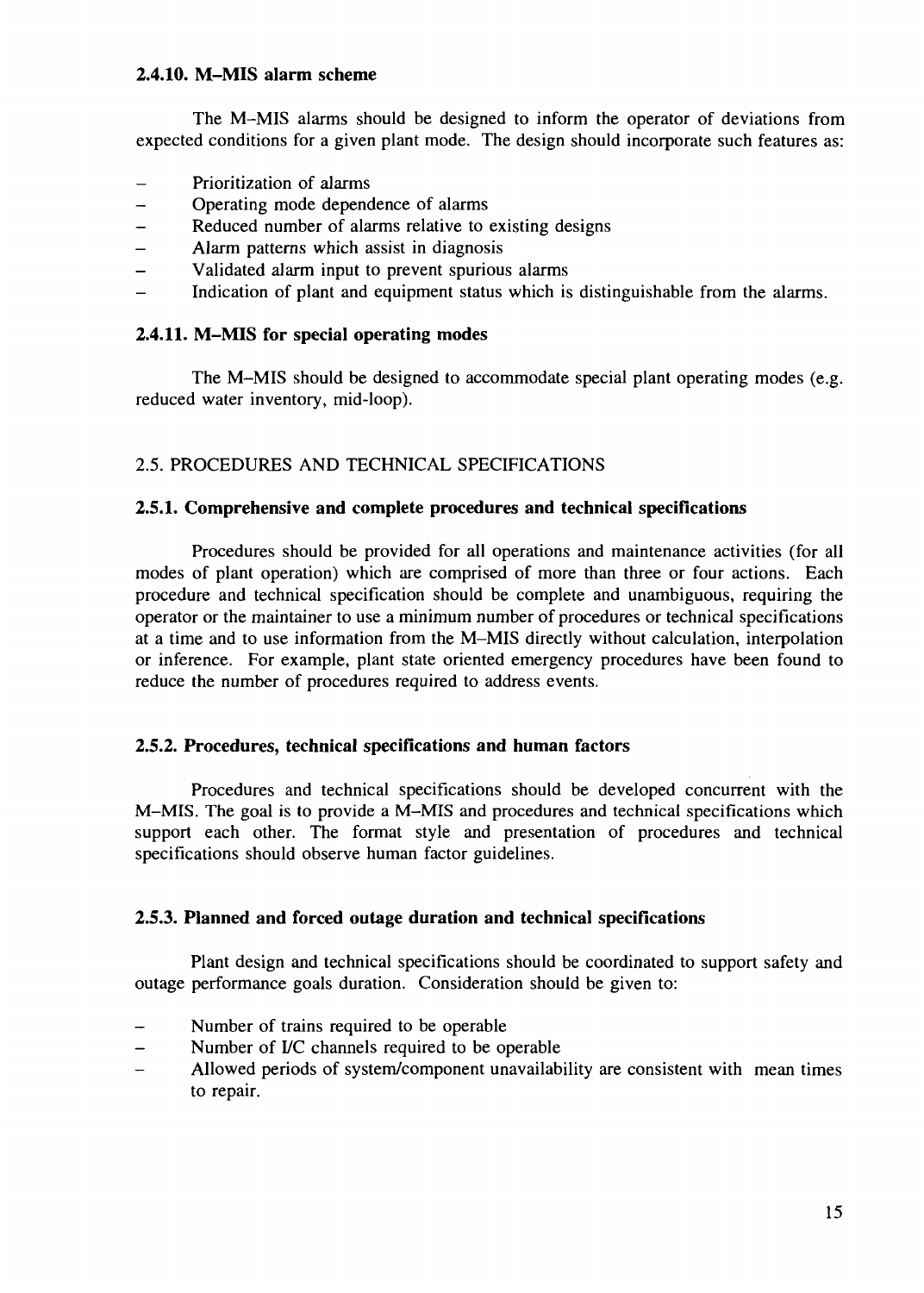#### 2.4.10. M–MIS alarm scheme

The M–MIS alarms should be designed to inform the operator of deviations from expected conditions for a given plant mode. The design should incorporate such features as:

- Prioritization of alarms
- Operating mode dependence of alarms
- Reduced number of alarms relative to existing designs
- Alarm patterns which assist in diagnosis
- Validated alarm input to prevent spurious alarms
- Indication of plant and equipment status which is distinguishable from the alarms.

#### 2.4.11. M–MIS for special operating modes

The M–MIS should be designed to accommodate special plant operating modes (e.g. reduced water inventory, mid-loop).

### 2.5. PROCEDURES AND TECHNICAL SPECIFICATIONS

#### 2.5.1. Comprehensive and complete procedures and technical specifications

Procedures should be provided for all operations and maintenance activities (for all modes of plant operation) which are comprised of more than three or four actions. Each procedure and technical specification should be complete and unambiguous, requiring the operator or the maintainer to use a minimum number of procedures or technical specifications at a time and to use information from the M–MIS directly without calculation, interpolation or inference. For example, plant state oriented emergency procedures have been found to reduce the number of procedures required to address events.

#### 2.5.2. Procedures, technical specifications and human factors

Procedures and technical specifications should be developed concurrent with the M–MIS. The goal is to provide a M–MIS and procedures and technical specifications which support each other. The format style and presentation of procedures and technical specifications should observe human factor guidelines.

#### 2.5.3. Planned and forced outage duration and technical specifications

Plant design and technical specifications should be coordinated to support safety and outage performance goals duration. Consideration should be given to:

- Number of trains required to be operable
- Number of I/C channels required to be operable
- Allowed periods of system/component unavailability are consistent with mean times to repair.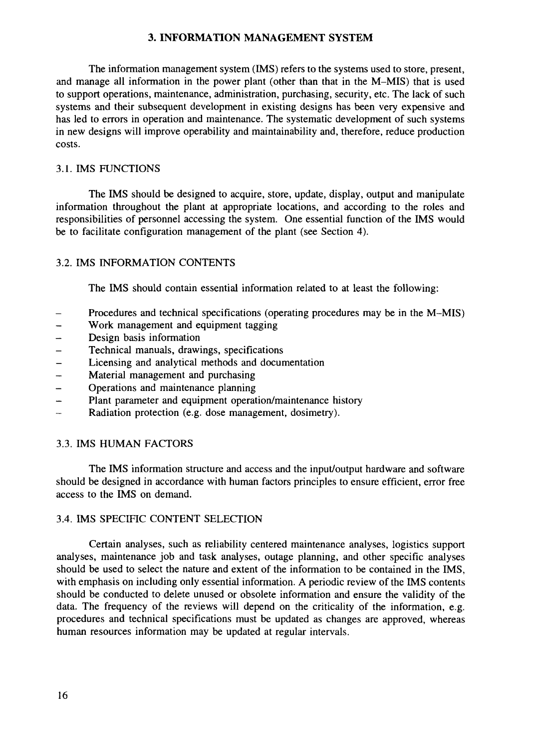## 3. INFORMATION MANAGEMENT SYSTEM

The information management system (IMS) refers to the systems used to store, present, and manage all information in the power plant (other than that in the M–MIS) that is used to support operations, maintenance, administration, purchasing, security, etc. The lack of such systems and their subsequent development in existing designs has been very expensive and has led to errors in operation and maintenance. The systematic development of such systems in new designs will improve operability and maintainability and, therefore, reduce production costs.

### 3.1. IMS FUNCTIONS

The IMS should be designed to acquire, store, update, display, output and manipulate information throughout the plant at appropriate locations, and according to the roles and responsibilities of personnel accessing the system. One essential function of the IMS would be to facilitate configuration management of the plant (see Section 4).

### 3.2. IMS INFORMATION CONTENTS

The IMS should contain essential information related to at least the following:

- Procedures and technical specifications (operating procedures may be in the M–MIS)
- Work management and equipment tagging
- Design basis information
- Technical manuals, drawings, specifications
- Licensing and analytical methods and documentation
- Material management and purchasing
- Operations and maintenance planning
- Plant parameter and equipment operation/maintenance history
- Radiation protection (e.g. dose management, dosimetry).

### 3.3. IMS HUMAN FACTORS

The IMS information structure and access and the input/output hardware and software should be designed in accordance with human factors principles to ensure efficient, error free access to the IMS on demand.

### 3.4. IMS SPECIFIC CONTENT SELECTION

Certain analyses, such as reliability centered maintenance analyses, logistics support analyses, maintenance job and task analyses, outage planning, and other specific analyses should be used to select the nature and extent of the information to be contained in the IMS, with emphasis on including only essential information. A periodic review of the IMS contents should be conducted to delete unused or obsolete information and ensure the validity of the data. The frequency of the reviews will depend on the criticality of the information, e.g. procedures and technical specifications must be updated as changes are approved, whereas human resources information may be updated at regular intervals.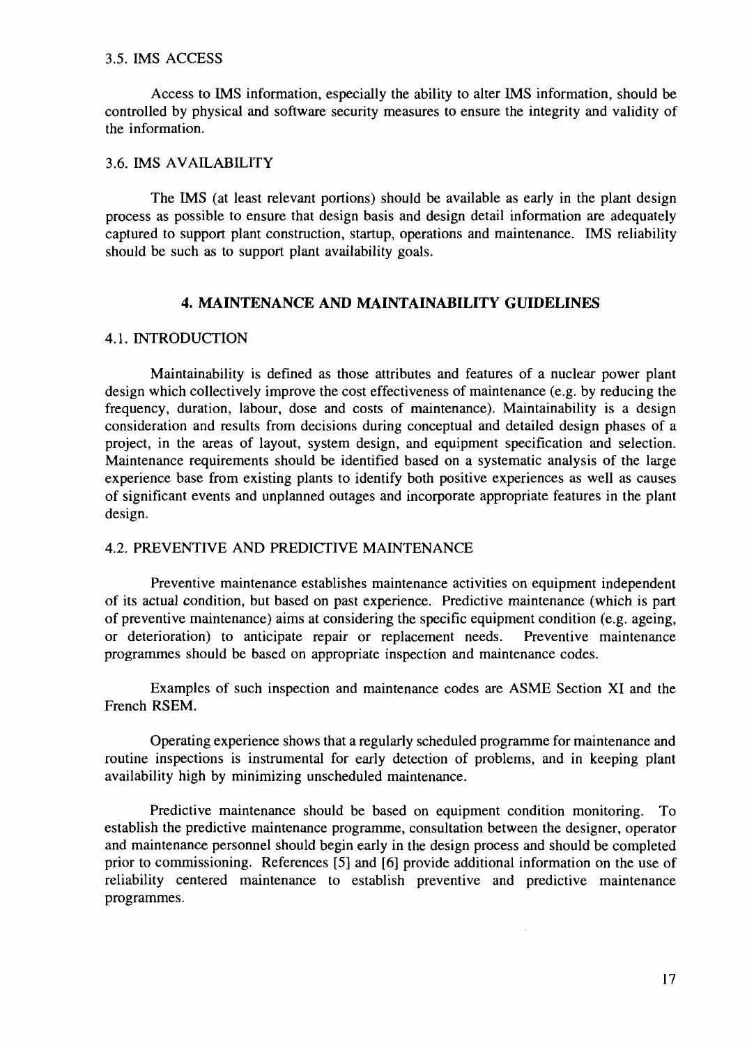### 3.5. IMS ACCESS

Access to IMS information, especially the ability to alter IMS information, should be controlled by physical and software security measures to ensure the integrity and validity of the information.

### 3.6. IMS AVAILABILITY

The IMS (at least relevant portions) should be available as early in the plant design process as possible to ensure that design basis and design detail information are adequately captured to support plant construction, startup, operations and maintenance. IMS reliability should be such as to support plant availability goals.

## 4. MAINTENANCE AND MAINTAINABILITY GUIDELINES

### 4.1. INTRODUCTION

Maintainability is defined as those attributes and features of a nuclear power plant design which collectively improve the cost effectiveness of maintenance (e.g. by reducing the frequency, duration, labour, dose and costs of maintenance). Maintainability is a design consideration and results from decisions during conceptual and detailed design phases of a project, in the areas of layout, system design, and equipment specification and selection. Maintenance requirements should be identified based on a systematic analysis of the large experience base from existing plants to identify both positive experiences as well as causes of significant events and unplanned outages and incorporate appropriate features in the plant design.

### 4.2. PREVENTIVE AND PREDICTIVE MAINTENANCE

Preventive maintenance establishes maintenance activities on equipment independent of its actual condition, but based on past experience. Predictive maintenance (which is part of preventive maintenance) aims at considering the specific equipment condition (e.g. ageing, or deterioration) to anticipate repair or replacement needs. Preventive maintenance programmes should be based on appropriate inspection and maintenance codes.

Examples of such inspection and maintenance codes are ASME Section XI and the French RSEM.

Operating experience shows that a regularly scheduled programme for maintenance and routine inspections is instrumental for early detection of problems, and in keeping plant availability high by minimizing unscheduled maintenance.

Predictive maintenance should be based on equipment condition monitoring. To establish the predictive maintenance programme, consultation between the designer, operator and maintenance personnel should begin early in the design process and should be completed prior to commissioning. References [5] and [6] provide additional information on the use of reliability centered maintenance to establish preventive and predictive maintenance programmes.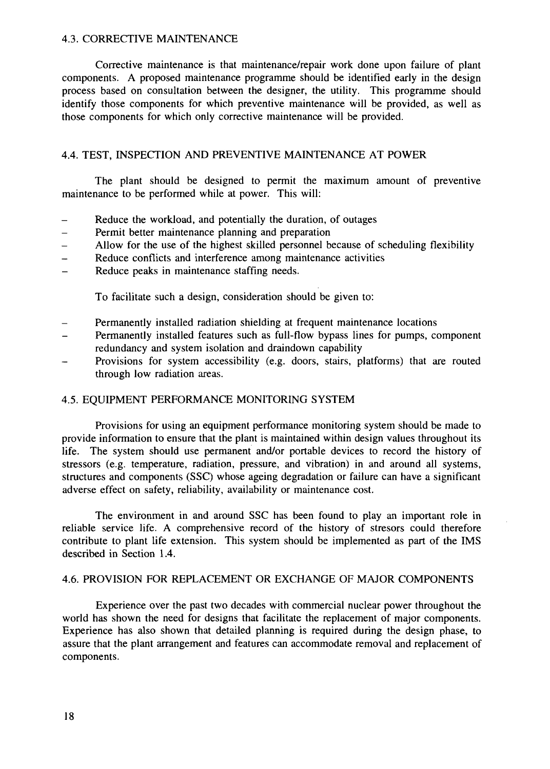### 4.3. CORRECTIVE MAINTENANCE

Corrective maintenance is that maintenance/repair work done upon failure of plant components. A proposed maintenance programme should be identified early in the design process based on consultation between the designer, the utility. This programme should identify those components for which preventive maintenance will be provided, as well as those components for which only corrective maintenance will be provided.

### 4.4. TEST, INSPECTION AND PREVENTIVE MAINTENANCE AT POWER

The plant should be designed to permit the maximum amount of preventive maintenance to be performed while at power. This will:

- Reduce the workload, and potentially the duration, of outages
- Permit better maintenance planning and preparation
- Allow for the use of the highest skilled personnel because of scheduling flexibility
- Reduce conflicts and interference among maintenance activities
- Reduce peaks in maintenance staffing needs.

To facilitate such a design, consideration should be given to:

- Permanently installed radiation shielding at frequent maintenance locations
- Permanently installed features such as full-flow bypass lines for pumps, component redundancy and system isolation and draindown capability
- Provisions for system accessibility (e.g. doors, stairs, platforms) that are routed through low radiation areas.

### 4.5. EQUIPMENT PERFORMANCE MONITORING SYSTEM

Provisions for using an equipment performance monitoring system should be made to provide information to ensure that the plant is maintained within design values throughout its life. The system should use permanent and/or portable devices to record the history of stressors (e.g. temperature, radiation, pressure, and vibration) in and around all systems, structures and components (SSC) whose ageing degradation or failure can have a significant adverse effect on safety, reliability, availability or maintenance cost.

The environment in and around SSC has been found to play an important role in reliable service life. A comprehensive record of the history of stresors could therefore contribute to plant life extension. This system should be implemented as part of the IMS described in Section 1.4.

### 4.6. PROVISION FOR REPLACEMENT OR EXCHANGE OF MAJOR COMPONENTS

Experience over the past two decades with commercial nuclear power throughout the world has shown the need for designs that facilitate the replacement of major components. Experience has also shown that detailed planning is required during the design phase, to assure that the plant arrangement and features can accommodate removal and replacement of components.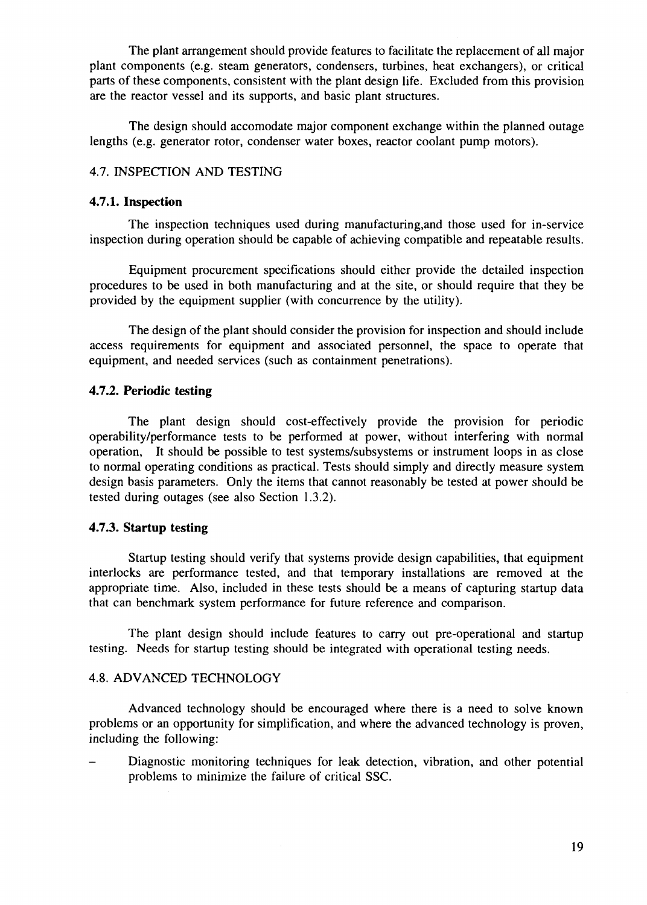The plant arrangement should provide features to facilitate the replacement of all major plant components (e.g. steam generators, condensers, turbines, heat exchangers), or critical parts of these components, consistent with the plant design life. Excluded from this provision are the reactor vessel and its supports, and basic plant structures.

The design should accomodate major component exchange within the planned outage lengths (e.g. generator rotor, condenser water boxes, reactor coolant pump motors).

## 4.7. INSPECTION AND TESTING

### 4.7.1. Inspection

The inspection techniques used during manufacturing,and those used for in-service inspection during operation should be capable of achieving compatible and repeatable results.

Equipment procurement specifications should either provide the detailed inspection procedures to be used in both manufacturing and at the site, or should require that they be provided by the equipment supplier (with concurrence by the utility).

The design of the plant should consider the provision for inspection and should include access requirements for equipment and associated personnel, the space to operate that equipment, and needed services (such as containment penetrations).

### 4.7.2. Periodic testing

The plant design should cost-effectively provide the provision for periodic operability/performance tests to be performed at power, without interfering with normal operation, It should be possible to test systems/subsystems or instrument loops in as close to normal operating conditions as practical. Tests should simply and directly measure system design basis parameters. Only the items that cannot reasonably be tested at power should be tested during outages (see also Section 1.3.2).

### 4.7.3. Startup testing

Startup testing should verify that systems provide design capabilities, that equipment interlocks are performance tested, and that temporary installations are removed at the appropriate time. Also, included in these tests should be a means of capturing startup data that can benchmark system performance for future reference and comparison.

The plant design should include features to carry out pre-operational and startup testing. Needs for startup testing should be integrated with operational testing needs.

## 4.8. ADVANCED TECHNOLOGY

Advanced technology should be encouraged where there is a need to solve known problems or an opportunity for simplification, and where the advanced technology is proven, including the following:

- Diagnostic monitoring techniques for leak detection, vibration, and other potential problems to minimize the failure of critical SSC.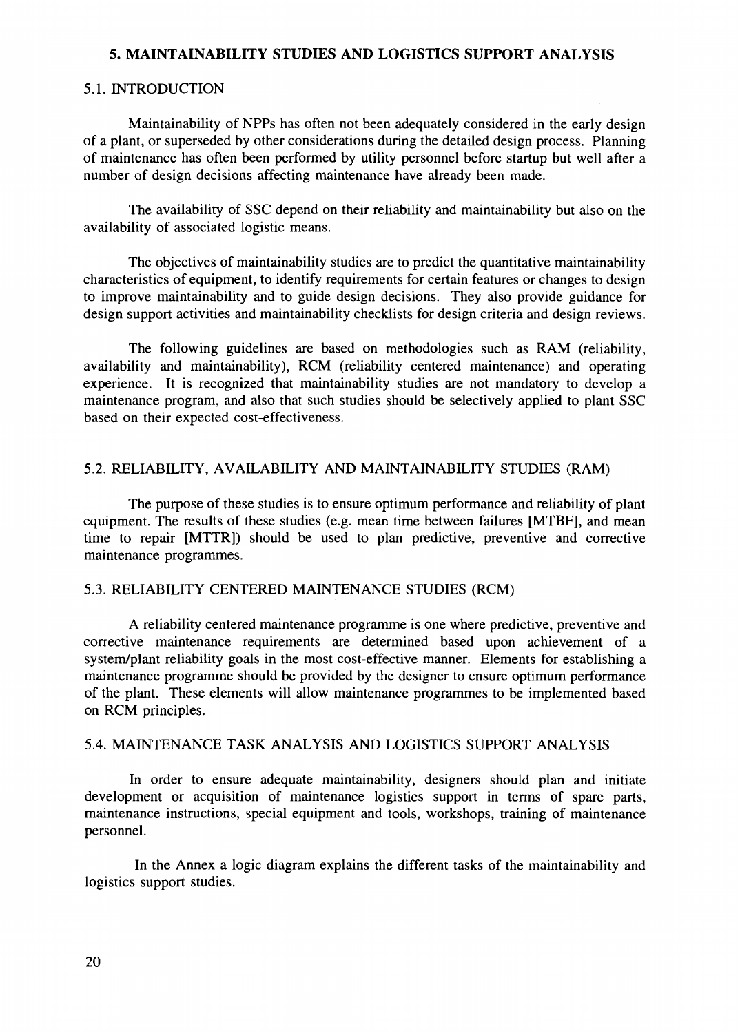## 5. MAINTAINABILITY STUDIES AND LOGISTICS SUPPORT ANALYSIS

### 5.1. INTRODUCTION

Maintainability of NPPs has often not been adequately considered in the early design of a plant, or superseded by other considerations during the detailed design process. Planning of maintenance has often been performed by utility personnel before startup but well after a number of design decisions affecting maintenance have already been made.

The availability of SSC depend on their reliability and maintainability but also on the availability of associated logistic means.

The objectives of maintainability studies are to predict the quantitative maintainability characteristics of equipment, to identify requirements for certain features or changes to design to improve maintainability and to guide design decisions. They also provide guidance for design support activities and maintainability checklists for design criteria and design reviews.

The following guidelines are based on methodologies such as RAM (reliability, availability and maintainability), RCM (reliability centered maintenance) and operating experience. It is recognized that maintainability studies are not mandatory to develop a maintenance program, and also that such studies should be selectively applied to plant SSC based on their expected cost-effectiveness.

### 5.2. RELIABILITY, AVAILABILITY AND MAINTAINABILITY STUDIES (RAM)

The purpose of these studies is to ensure optimum performance and reliability of plant equipment. The results of these studies (e.g. mean time between failures [MTBF], and mean time to repair [MTTR]) should be used to plan predictive, preventive and corrective maintenance programmes.

### 5.3. RELIABILITY CENTERED MAINTENANCE STUDIES (RCM)

A reliability centered maintenance programme is one where predictive, preventive and corrective maintenance requirements are determined based upon achievement of a system/plant reliability goals in the most cost-effective manner. Elements for establishing a maintenance programme should be provided by the designer to ensure optimum performance of the plant. These elements will allow maintenance programmes to be implemented based on RCM principles.

### 5.4. MAINTENANCE TASK ANALYSIS AND LOGISTICS SUPPORT ANALYSIS

In order to ensure adequate maintainability, designers should plan and initiate development or acquisition of maintenance logistics support in terms of spare parts, maintenance instructions, special equipment and tools, workshops, training of maintenance personnel.

In the Annex a logic diagram explains the different tasks of the maintainability and logistics support studies.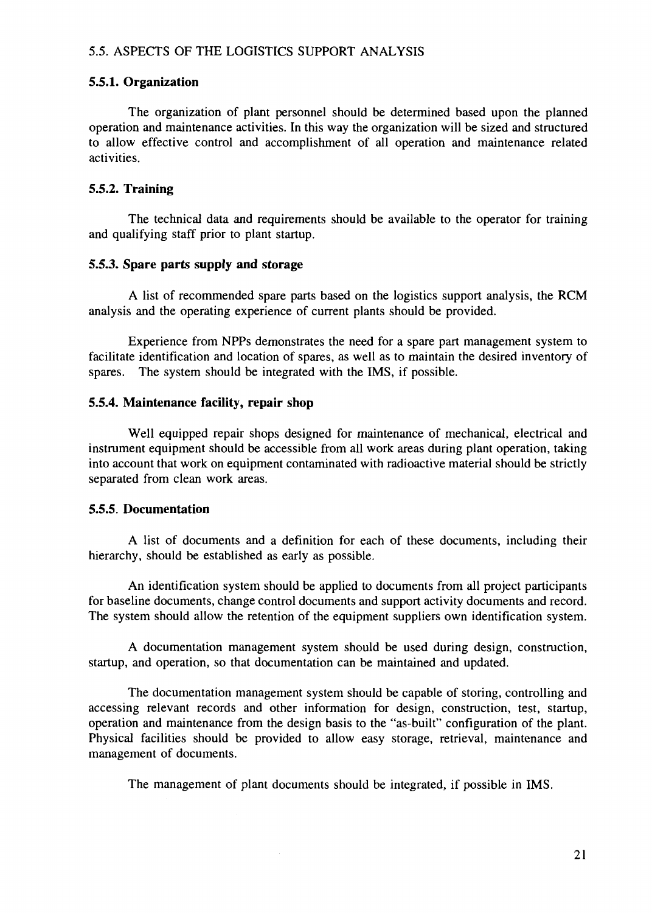### 5.5. ASPECTS OF THE LOGISTICS SUPPORT ANALYSIS

#### 5.5.1. Organization

The organization of plant personnel should be determined based upon the planned operation and maintenance activities. In this way the organization will be sized and structured to allow effective control and accomplishment of all operation and maintenance related activities.

#### 5.5.2. Training

The technical data and requirements should be available to the operator for training and qualifying staff prior to plant startup.

#### 5.5.3. Spare parts supply and storage

A list of recommended spare parts based on the logistics support analysis, the RCM analysis and the operating experience of current plants should be provided.

Experience from NPPs demonstrates the need for a spare part management system to facilitate identification and location of spares, as well as to maintain the desired inventory of spares. The system should be integrated with the IMS, if possible.

#### 5.5.4. Maintenance facility, repair shop

Well equipped repair shops designed for maintenance of mechanical, electrical and instrument equipment should be accessible from all work areas during plant operation, taking into account that work on equipment contaminated with radioactive material should be strictly separated from clean work areas.

#### 5.5.5. Documentation

A list of documents and a definition for each of these documents, including their hierarchy, should be established as early as possible.

An identification system should be applied to documents from all project participants for baseline documents, change control documents and support activity documents and record. The system should allow the retention of the equipment suppliers own identification system.

A documentation management system should be used during design, construction, startup, and operation, so that documentation can be maintained and updated.

The documentation management system should be capable of storing, controlling and accessing relevant records and other information for design, construction, test, startup, operation and maintenance from the design basis to the "as-built" configuration of the plant. Physical facilities should be provided to allow easy storage, retrieval, maintenance and management of documents.

The management of plant documents should be integrated, if possible in IMS.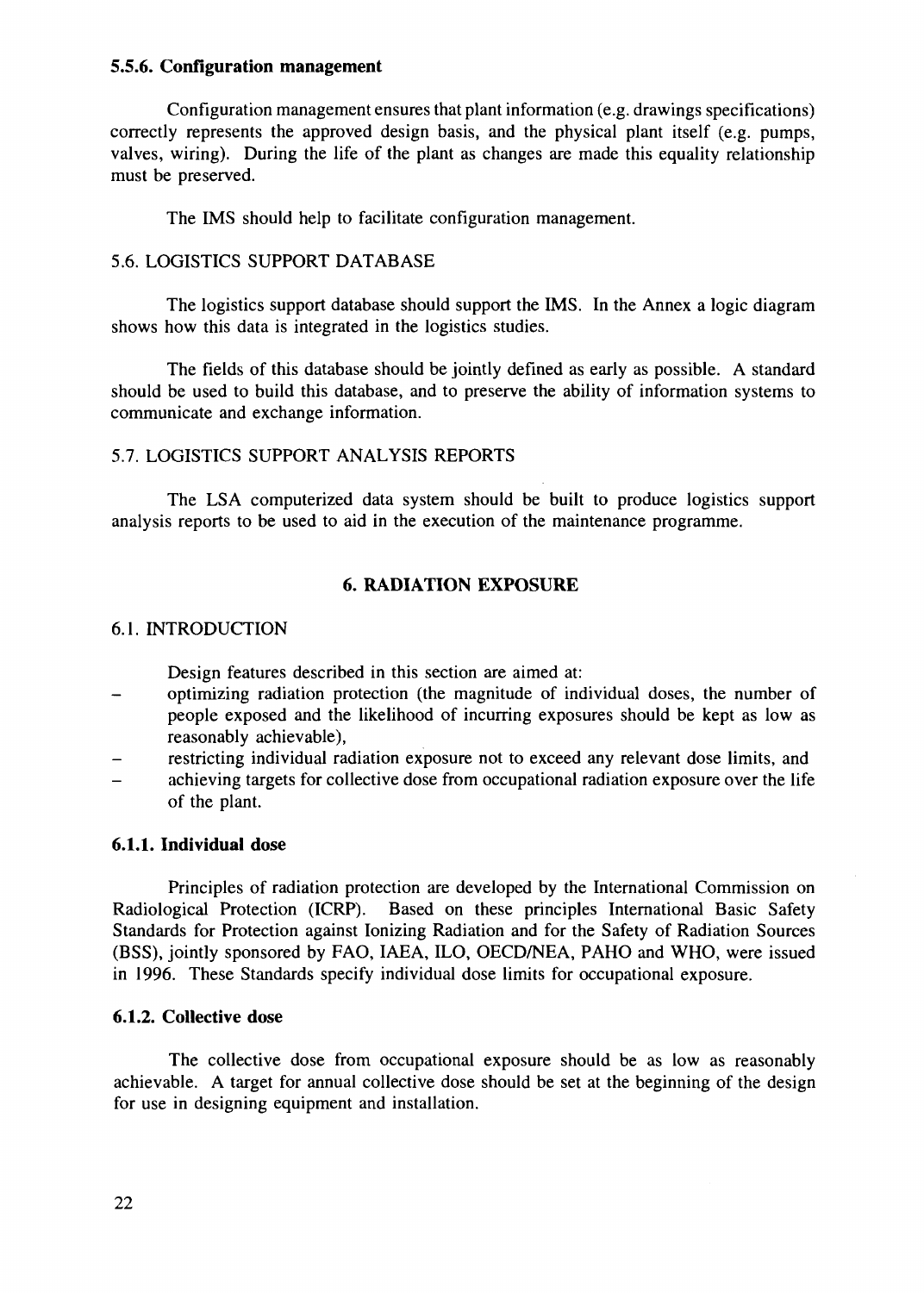#### 5.5.6. Configuration management

Configuration management ensures that plant information (e.g. drawings specifications) correctly represents the approved design basis, and the physical plant itself (e.g. pumps, valves, wiring). During the life of the plant as changes are made this equality relationship must be preserved.

The IMS should help to facilitate configuration management.

### 5.6. LOGISTICS SUPPORT DATABASE

The logistics support database should support the IMS. In the Annex a logic diagram shows how this data is integrated in the logistics studies.

The fields of this database should be jointly defined as early as possible. A standard should be used to build this database, and to preserve the ability of information systems to communicate and exchange information.

### 5.7. LOGISTICS SUPPORT ANALYSIS REPORTS

The LSA computerized data system should be built to produce logistics support analysis reports to be used to aid in the execution of the maintenance programme.

## 6. RADIATION EXPOSURE

### 6.1. INTRODUCTION

Design features described in this section are aimed at:

- optimizing radiation protection (the magnitude of individual doses, the number of people exposed and the likelihood of incurring exposures should be kept as low as reasonably achievable),
- restricting individual radiation exposure not to exceed any relevant dose limits, and
- achieving targets for collective dose from occupational radiation exposure over the life of the plant.

#### 6.1.1. Individual dose

Principles of radiation protection are developed by the International Commission on Radiological Protection (ICRP). Based on these principles International Basic Safety Standards for Protection against Ionizing Radiation and for the Safety of Radiation Sources (BSS), jointly sponsored by FAO, IAEA, ILO, OECD/NEA, PAHO and WHO, were issued in 1996. These Standards specify individual dose limits for occupational exposure.

#### 6.1.2. Collective dose

The collective dose from occupational exposure should be as low as reasonably achievable. A target for annual collective dose should be set at the beginning of the design for use in designing equipment and installation.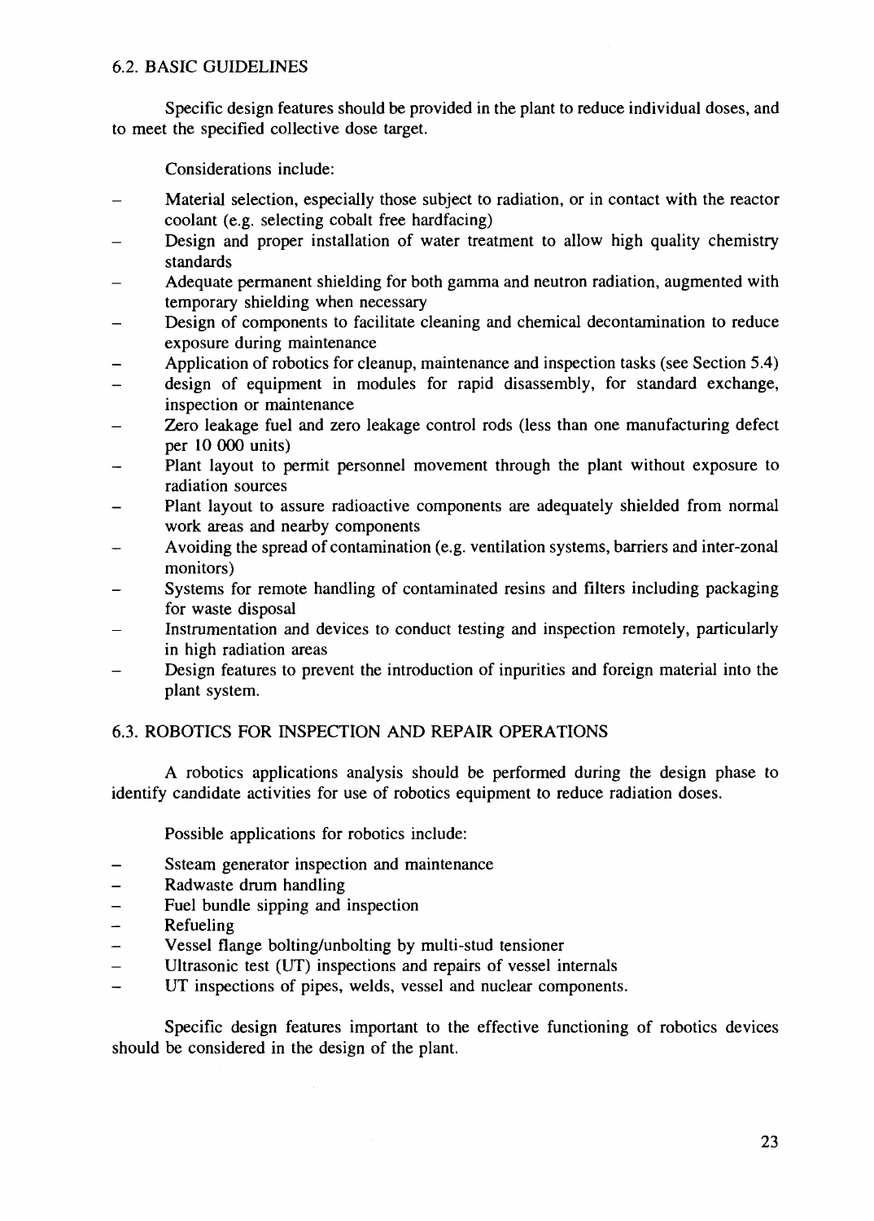## 6.2. BASIC GUIDELINES

Specific design features should be provided in the plant to reduce individual doses, and to meet the specified collective dose target.

Considerations include:

- Material selection, especially those subject to radiation, or in contact with the reactor coolant (e.g. selecting cobalt free hardfacing)
- Design and proper installation of water treatment to allow high quality chemistry standards
- Adequate permanent shielding for both gamma and neutron radiation, augmented with temporary shielding when necessary
- Design of components to facilitate cleaning and chemical decontamination to reduce exposure during maintenance
- Application of robotics for cleanup, maintenance and inspection tasks (see Section 5.4)
- design of equipment in modules for rapid disassembly, for standard exchange, inspection or maintenance
- Zero leakage fuel and zero leakage control rods (less than one manufacturing defect per 10 000 units)
- Plant layout to permit personnel movement through the plant without exposure to radiation sources
- Plant layout to assure radioactive components are adequately shielded from normal work areas and nearby components
- Avoiding the spread of contamination (e.g. ventilation systems, barriers and inter-zonal monitors)
- Systems for remote handling of contaminated resins and filters including packaging for waste disposal
- Instrumentation and devices to conduct testing and inspection remotely, particularly in high radiation areas
- Design features to prevent the introduction of inpurities and foreign material into the plant system.

## 6.3. ROBOTICS FOR INSPECTION AND REPAIR OPERATIONS

A robotics applications analysis should be performed during the design phase to identify candidate activities for use of robotics equipment to reduce radiation doses.

Possible applications for robotics include:

- Ssteam generator inspection and maintenance
- Radwaste drum handling
- Fuel bundle sipping and inspection
- Refueling
- Vessel flange bolting/unbolting by multi-stud tensioner
- Ultrasonic test (UT) inspections and repairs of vessel internals
- UT inspections of pipes, welds, vessel and nuclear components.

Specific design features important to the effective functioning of robotics devices should be considered in the design of the plant.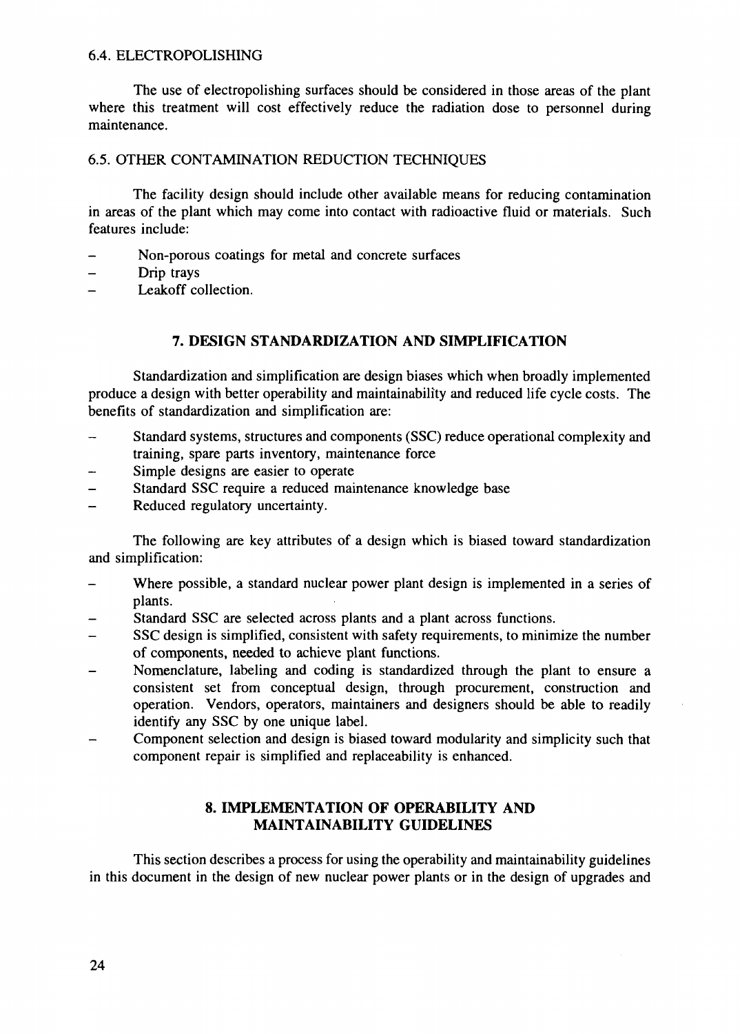### 6.4. ELECTROPOLISHING

The use of electropolishing surfaces should be considered in those areas of the plant where this treatment will cost effectively reduce the radiation dose to personnel during maintenance.

### 6.5. OTHER CONTAMINATION REDUCTION TECHNIQUES

The facility design should include other available means for reducing contamination in areas of the plant which may come into contact with radioactive fluid or materials. Such features include:

- Non-porous coatings for metal and concrete surfaces
- Drip trays
- Leakoff collection.

## 7. DESIGN STANDARDIZATION AND SIMPLIFICATION

Standardization and simplification are design biases which when broadly implemented produce a design with better operability and maintainability and reduced life cycle costs. The benefits of standardization and simplification are:

- Standard systems, structures and components (SSC) reduce operational complexity and training, spare parts inventory, maintenance force
- Simple designs are easier to operate
- Standard SSC require a reduced maintenance knowledge base
- Reduced regulatory uncertainty.

The following are key attributes of a design which is biased toward standardization and simplification:

- Where possible, a standard nuclear power plant design is implemented in a series of plants.
- Standard SSC are selected across plants and a plant across functions.
- SSC design is simplified, consistent with safety requirements, to minimize the number of components, needed to achieve plant functions.
- Nomenclature, labeling and coding is standardized through the plant to ensure a consistent set from conceptual design, through procurement, construction and operation. Vendors, operators, maintainers and designers should be able to readily identify any SSC by one unique label.
- Component selection and design is biased toward modularity and simplicity such that component repair is simplified and replaceability is enhanced.

## 8. IMPLEMENTATION OF OPERABILITY AND MAINTAINABILITY GUIDELINES

This section describes a process for using the operability and maintainability guidelines in this document in the design of new nuclear power plants or in the design of upgrades and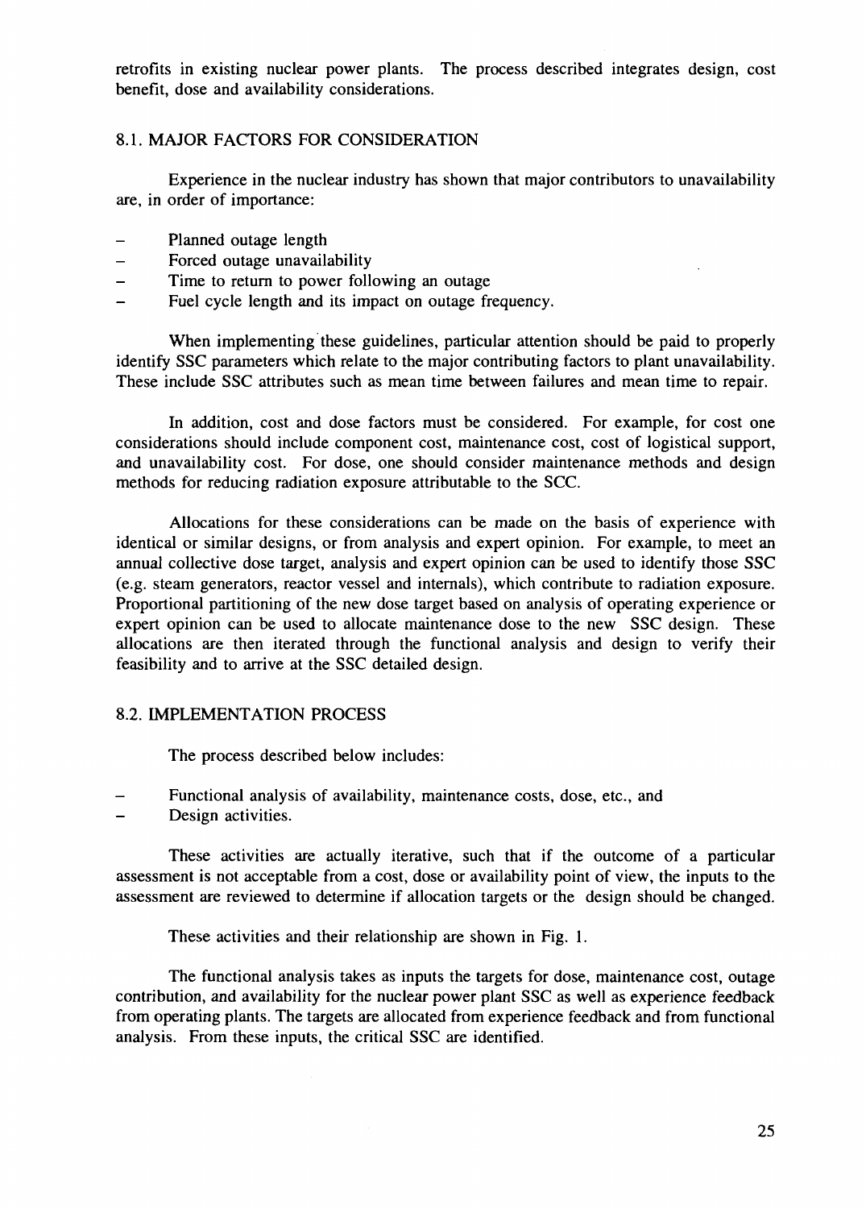retrofits in existing nuclear power plants. The process described integrates design, cost benefit, dose and availability considerations.

## 8.1. MAJOR FACTORS FOR CONSIDERATION

Experience in the nuclear industry has shown that major contributors to unavailability are, in order of importance:

- Planned outage length
- Forced outage unavailability
- Time to return to power following an outage
- Fuel cycle length and its impact on outage frequency.

When implementing these guidelines, particular attention should be paid to properly identify SSC parameters which relate to the major contributing factors to plant unavailability. These include SSC attributes such as mean time between failures and mean time to repair.

In addition, cost and dose factors must be considered. For example, for cost one considerations should include component cost, maintenance cost, cost of logistical support, and unavailability cost. For dose, one should consider maintenance methods and design methods for reducing radiation exposure attributable to the SCC.

Allocations for these considerations can be made on the basis of experience with identical or similar designs, or from analysis and expert opinion. For example, to meet an annual collective dose target, analysis and expert opinion can be used to identify those SSC (e.g. steam generators, reactor vessel and internals), which contribute to radiation exposure. Proportional partitioning of the new dose target based on analysis of operating experience or expert opinion can be used to allocate maintenance dose to the new SSC design. These allocations are then iterated through the functional analysis and design to verify their feasibility and to arrive at the SSC detailed design.

## 8.2. IMPLEMENTATION PROCESS

The process described below includes:

- Functional analysis of availability, maintenance costs, dose, etc., and
- Design activities.

These activities are actually iterative, such that if the outcome of a particular assessment is not acceptable from a cost, dose or availability point of view, the inputs to the assessment are reviewed to determine if allocation targets or the design should be changed.

These activities and their relationship are shown in Fig. 1.

The functional analysis takes as inputs the targets for dose, maintenance cost, outage contribution, and availability for the nuclear power plant SSC as well as experience feedback from operating plants. The targets are allocated from experience feedback and from functional analysis. From these inputs, the critical SSC are identified.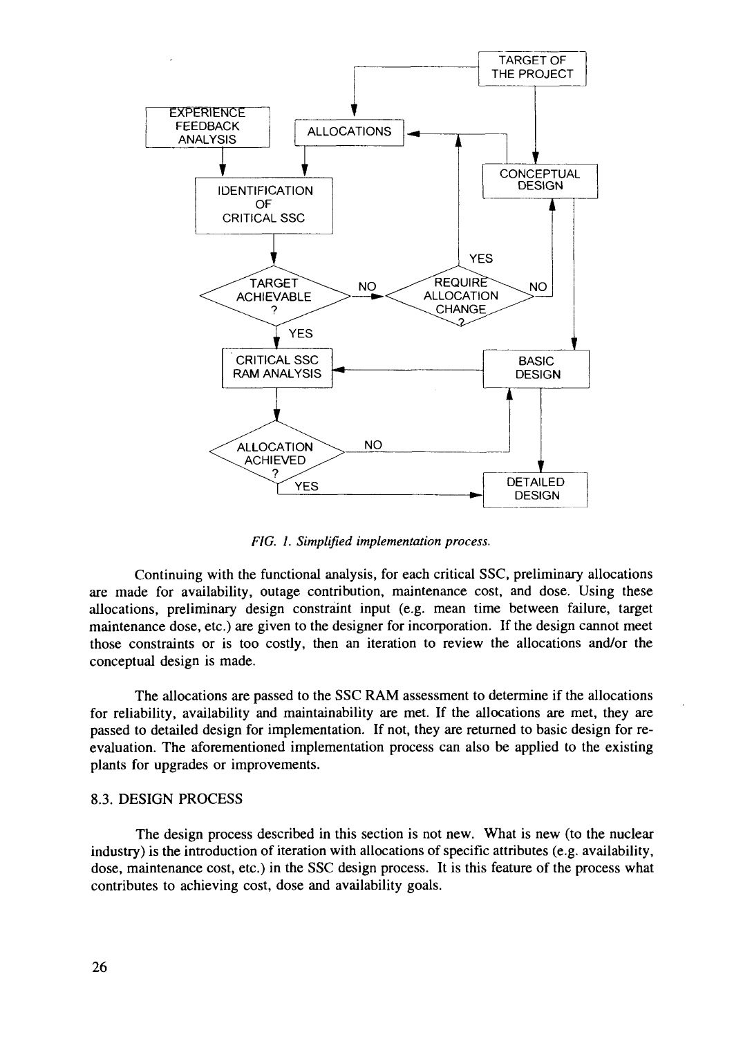FIG. 1. *Simplified implementation process.*

Continuing with the functional analysis, for each critical SSC, preliminary allocations are made for availability, outage contribution, maintenance cost, and dose. Using these allocations, preliminary design constraint input (e.g. mean time between failure, target maintenance dose, etc.) are given to the designer for incorporation. If the design cannot meet those constraints or is too costly, then an iteration to review the allocations and/or the conceptual design is made.

The allocations are passed to the SSC RAM assessment to determine if the allocations for reliability, availability and maintainability are met. If the allocations are met, they are passed to detailed design for implementation. If not, they are returned to basic design for re-evaluation. The aforementioned implementation process can also be applied to the existing plants for upgrades or improvements.

## 8.3. DESIGN PROCESS

The design process described in this section is not new. What is new (to the nuclear industry) is the introduction of iteration with allocations of specific attributes (e.g. availability, dose, maintenance cost, etc.) in the SSC design process. It is this feature of the process what contributes to achieving cost, dose and availability goals.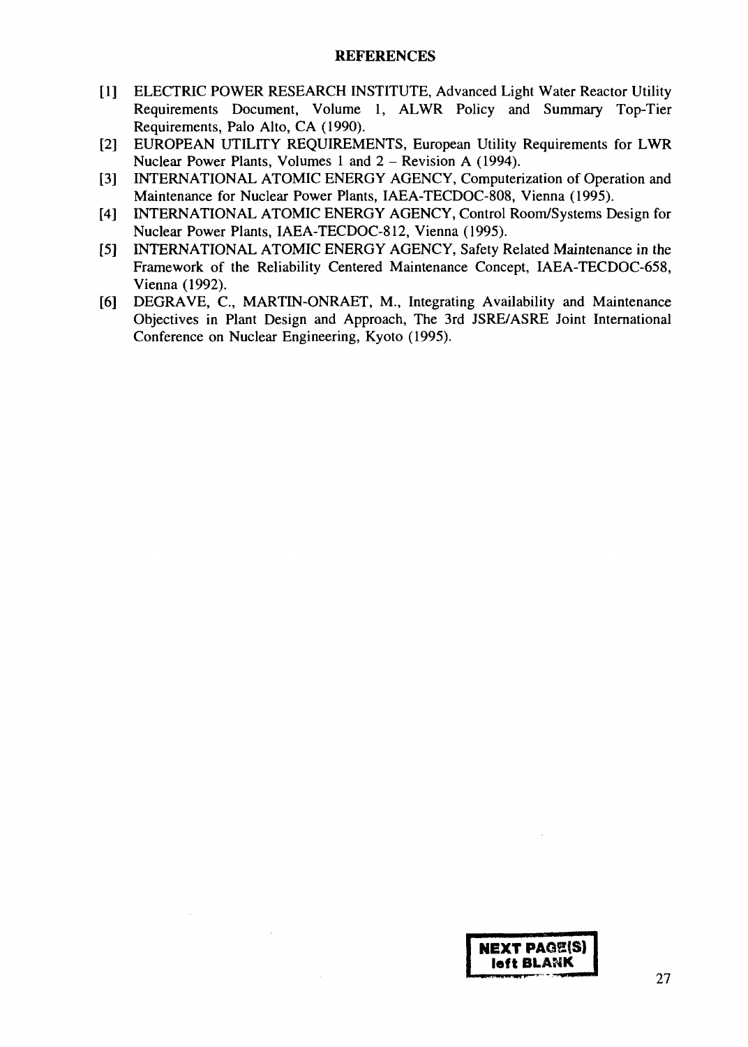## REFERENCES

[1] ELECTRIC POWER RESEARCH INSTITUTE, Advanced Light Water Reactor Utility Requirements Document, Volume 1, ALWR Policy and Summary Top-Tier Requirements, Palo Alto, CA (1990).

[2] EUROPEAN UTILITY REQUIREMENTS, European Utility Requirements for LWR Nuclear Power Plants, Volumes 1 and 2 – Revision A (1994).

[3] INTERNATIONAL ATOMIC ENERGY AGENCY, Computerization of Operation and Maintenance for Nuclear Power Plants, IAEA-TECDOC-808, Vienna (1995).

[4] INTERNATIONAL ATOMIC ENERGY AGENCY, Control Room/Systems Design for Nuclear Power Plants, IAEA-TECDOC-812, Vienna (1995).

[5] INTERNATIONAL ATOMIC ENERGY AGENCY, Safety Related Maintenance in the Framework of the Reliability Centered Maintenance Concept, IAEA-TECDOC-658, Vienna (1992).

[6] DEGRAVE, C., MARTIN-ONRAET, M., Integrating Availability and Maintenance Objectives in Plant Design and Approach, The 3rd JSRE/ASRE Joint International Conference on Nuclear Engineering, Kyoto (1995).

NEXT PAGE(S) left BLANK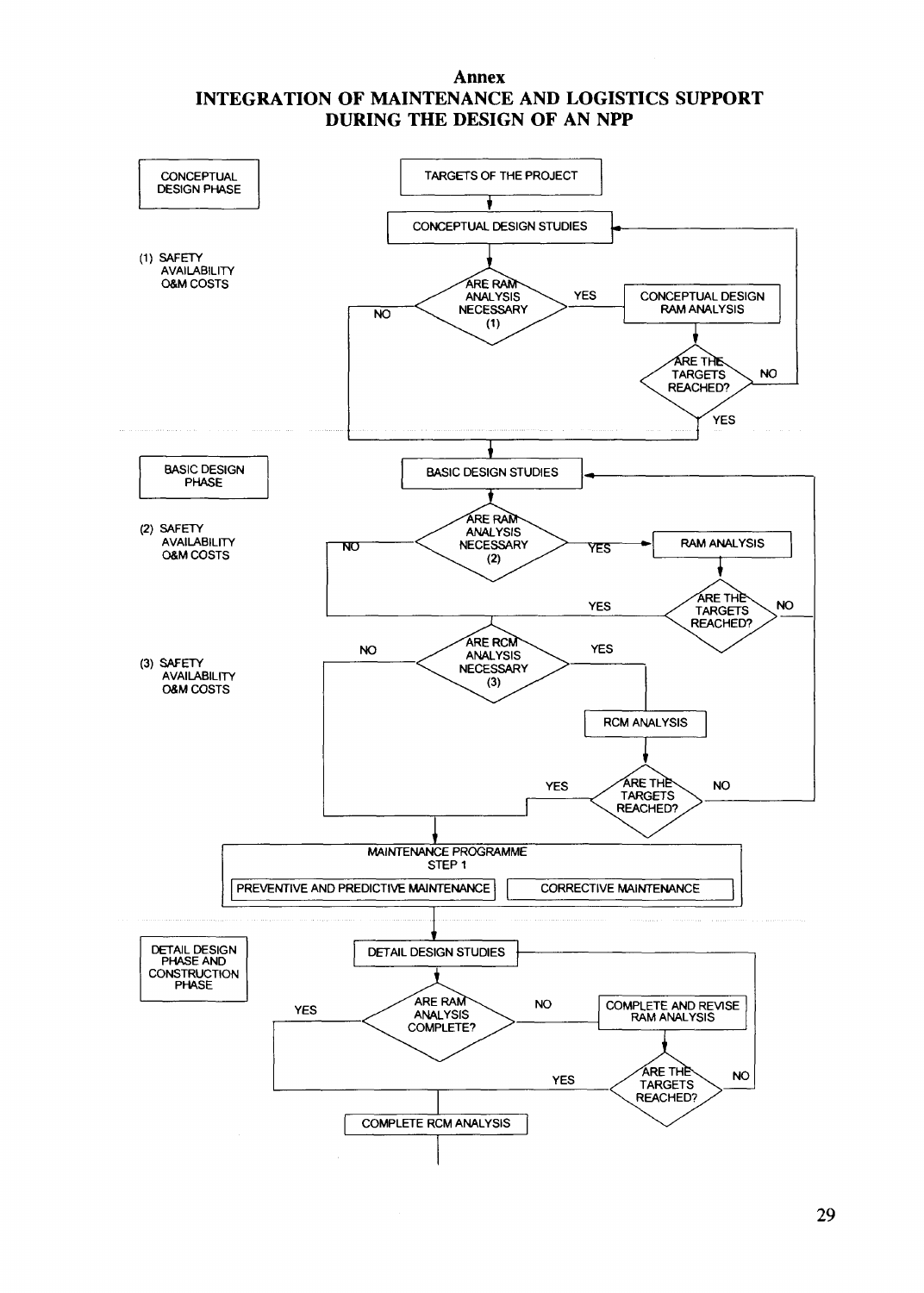# Annex

## INTEGRATION OF MAINTENANCE AND LOGISTICS SUPPORT DURING THE DESIGN OF AN NPP

CONCEPTUAL DESIGN PHASE

(1) SAFETY
AVAILABILITY
O&M COSTS

TARGETS OF THE PROJECT

CONCEPTUAL DESIGN STUDIES

ARE RAM ANALYSIS NECESSARY (1)

YES

NO

CONCEPTUAL DESIGN RAM ANALYSIS

ARE THE TARGETS REACHED?

NO

YES

BASIC DESIGN PHASE

(2) SAFETY
AVAILABILITY
O&M COSTS

BASIC DESIGN STUDIES

ARE RAM ANALYSIS NECESSARY (2)

NO

YES

RAM ANALYSIS

ARE THE TARGETS REACHED?

YES

NO

(3) SAFETY
AVAILABILITY
O&M COSTS

ARE RCM ANALYSIS NECESSARY (3)

NO

YES

RCM ANALYSIS

ARE THE TARGETS REACHED?

YES

NO

MAINTENANCE PROGRAMME
STEP 1

PREVENTIVE AND PREDICTIVE MAINTENANCE

CORRECTIVE MAINTENANCE

DETAIL DESIGN PHASE AND CONSTRUCTION PHASE

DETAIL DESIGN STUDIES

ARE RAM ANALYSIS COMPLETE?

YES

NO

COMPLETE AND REVISE RAM ANALYSIS

ARE THE TARGETS REACHED?

YES

NO

COMPLETE RCM ANALYSIS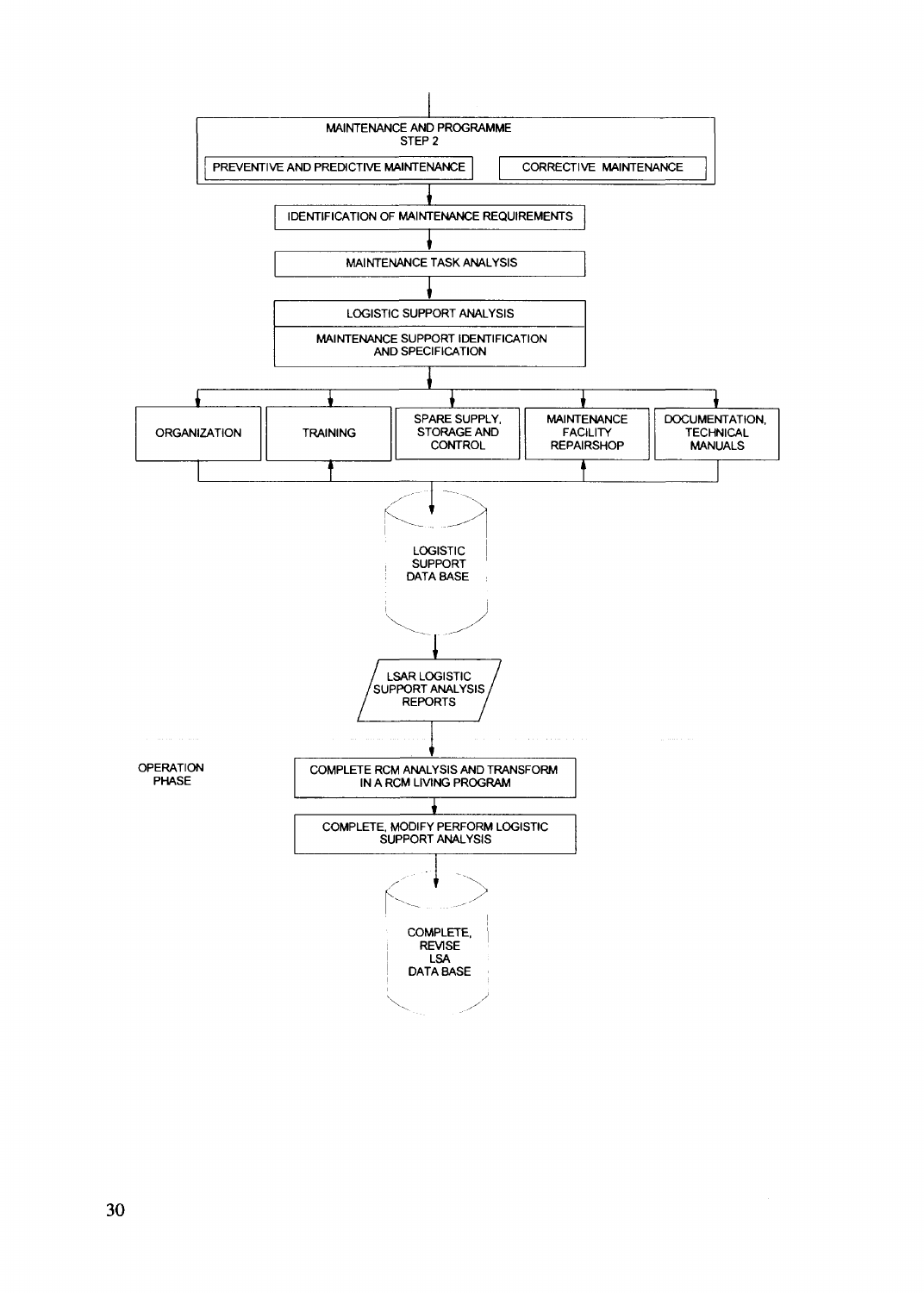MAINTENANCE AND PROGRAMME
STEP 2

PREVENTIVE AND PREDICTIVE MAINTENANCE

CORRECTIVE MAINTENANCE

IDENTIFICATION OF MAINTENANCE REQUIREMENTS

MAINTENANCE TASK ANALYSIS

LOGISTIC SUPPORT ANALYSIS

MAINTENANCE SUPPORT IDENTIFICATION AND SPECIFICATION

ORGANIZATION

TRAINING

SPARE SUPPLY, STORAGE AND CONTROL

MAINTENANCE FACILITY REPAIRSHOP

DOCUMENTATION, TECHNICAL MANUALS

LOGISTIC SUPPORT DATA BASE

LSAR LOGISTIC SUPPORT ANALYSIS REPORTS

OPERATION PHASE

COMPLETE RCM ANALYSIS AND TRANSFORM IN A RCM LIVING PROGRAM

COMPLETE, MODIFY PERFORM LOGISTIC SUPPORT ANALYSIS

COMPLETE, REVISE LSA DATA BASE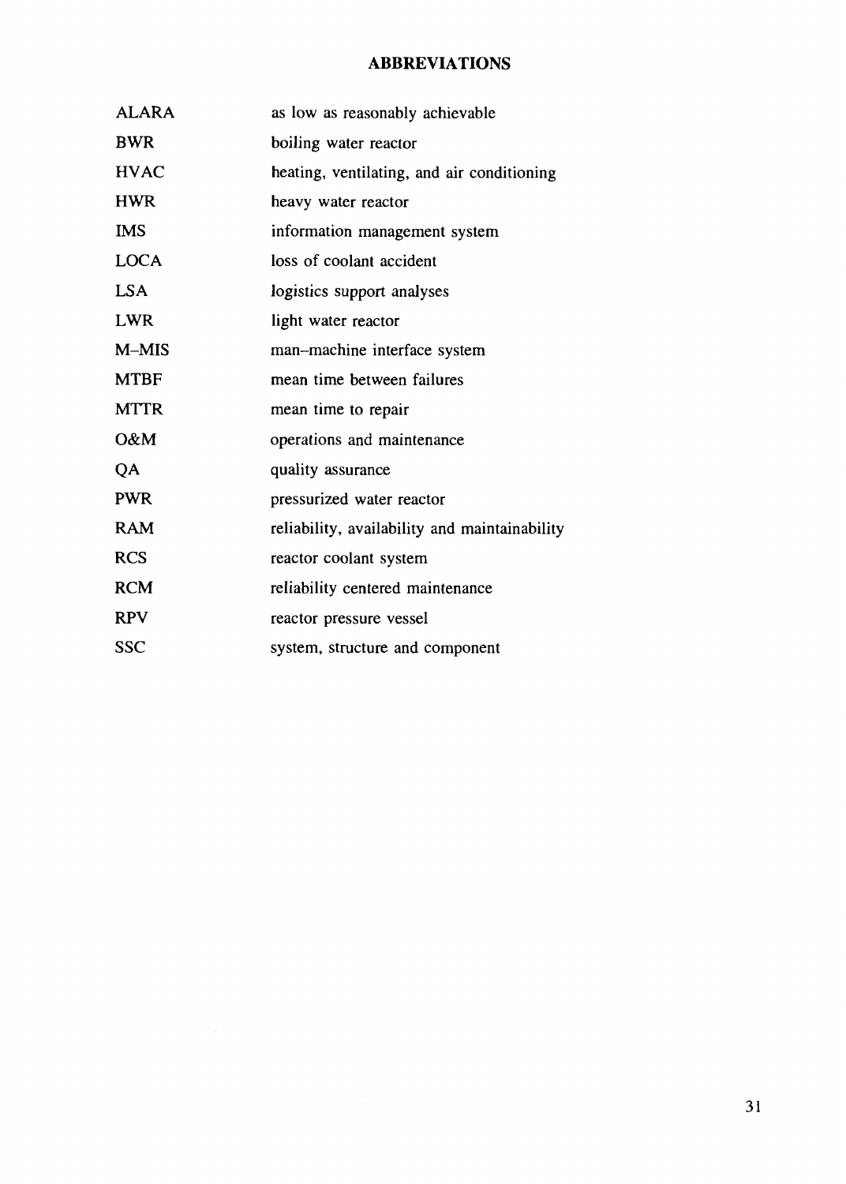# ABBREVIATIONS

| | |
|---|---|
| ALARA | as low as reasonably achievable |
| BWR | boiling water reactor |
| HVAC | heating, ventilating, and air conditioning |
| HWR | heavy water reactor |
| IMS | information management system |
| LOCA | loss of coolant accident |
| LSA | logistics support analyses |
| LWR | light water reactor |
| M–MIS | man–machine interface system |
| MTBF | mean time between failures |
| MTTR | mean time to repair |
| O&M | operations and maintenance |
| QA | quality assurance |
| PWR | pressurized water reactor |
| RAM | reliability, availability and maintainability |
| RCS | reactor coolant system |
| RCM | reliability centered maintenance |
| RPV | reactor pressure vessel |
| SSC | system, structure and component |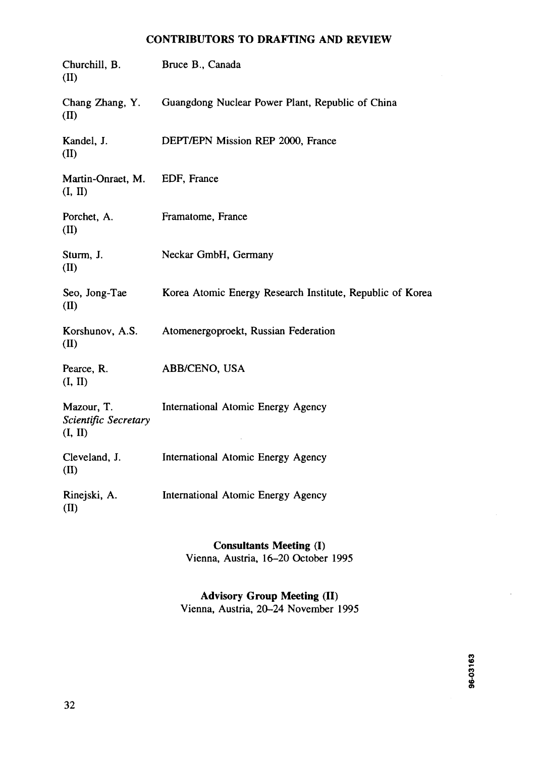## CONTRIBUTORS TO DRAFTING AND REVIEW

| | |
|---|---|
| Churchill, B. (II) | Bruce B., Canada |
| Chang Zhang, Y. (II) | Guangdong Nuclear Power Plant, Republic of China |
| Kandel, J. (II) | DEPT/EPN Mission REP 2000, France |
| Martin-Onraet, M. (I, II) | EDF, France |
| Porchet, A. (II) | Framatome, France |
| Sturm, J. (II) | Neckar GmbH, Germany |
| Seo, Jong-Tae (II) | Korea Atomic Energy Research Institute, Republic of Korea |
| Korshunov, A.S. (II) | Atomenergoproekt, Russian Federation |
| Pearce, R. (I, II) | ABB/CENO, USA |
| Mazour, T. *Scientific Secretary* (I, II) | International Atomic Energy Agency |
| Cleveland, J. (II) | International Atomic Energy Agency |
| Rinejski, A. (II) | International Atomic Energy Agency |

**Consultants Meeting (I)**
Vienna, Austria, 16–20 October 1995

**Advisory Group Meeting (II)**
Vienna, Austria, 20–24 November 1995

96-03163